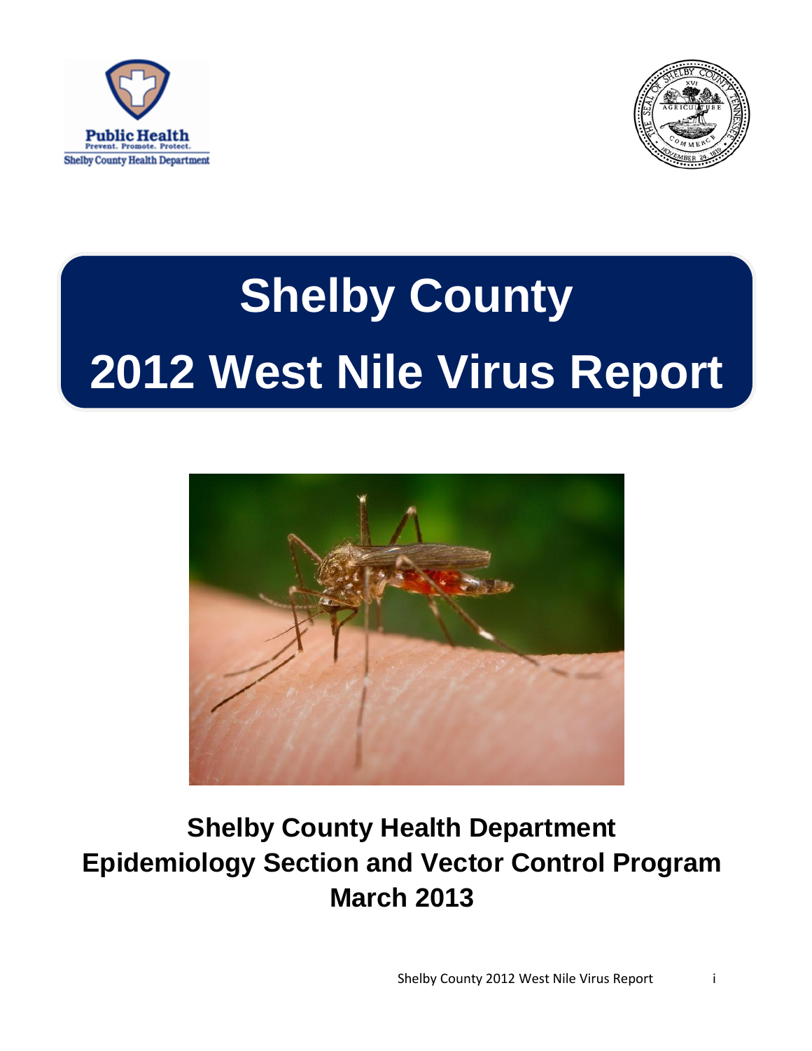Public Health
Prevent. Promote. Protect.
Shelby County Health Department

# Shelby County
# 2012 West Nile Virus Report

**Shelby County Health Department**
**Epidemiology Section and Vector Control Program**
**March 2013**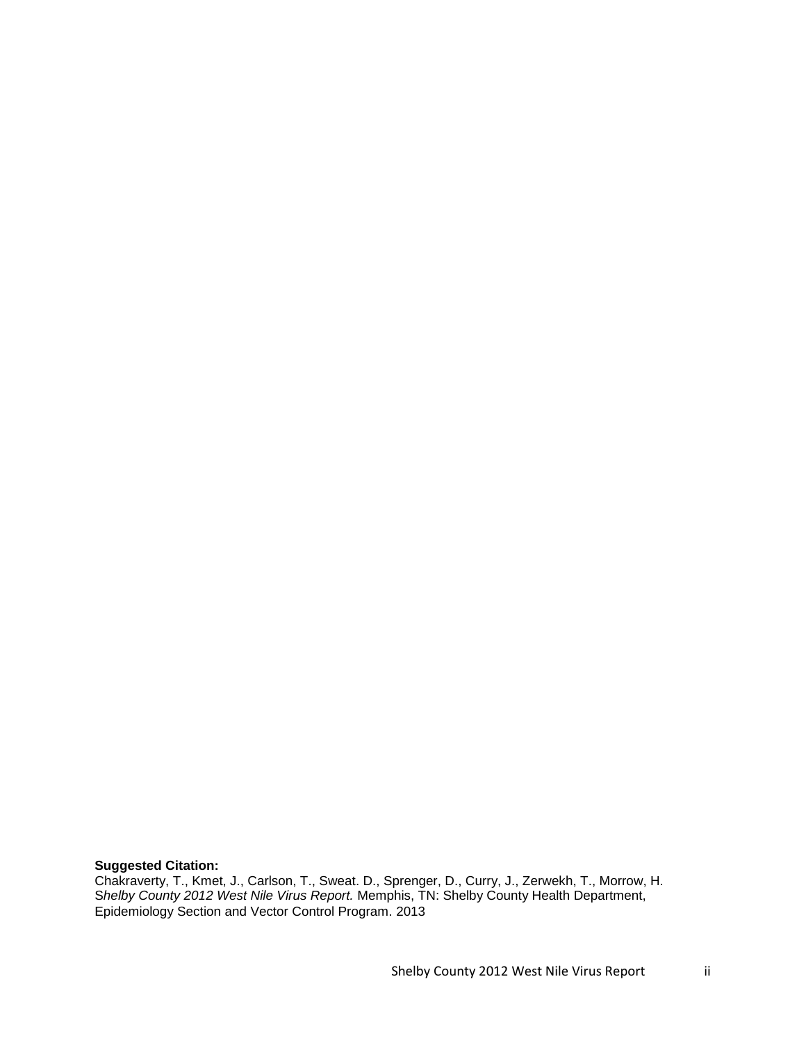**Suggested Citation:**
Chakraverty, T., Kmet, J., Carlson, T., Sweat. D., Sprenger, D., Curry, J., Zerwekh, T., Morrow, H. *Shelby County 2012 West Nile Virus Report.* Memphis, TN: Shelby County Health Department, Epidemiology Section and Vector Control Program. 2013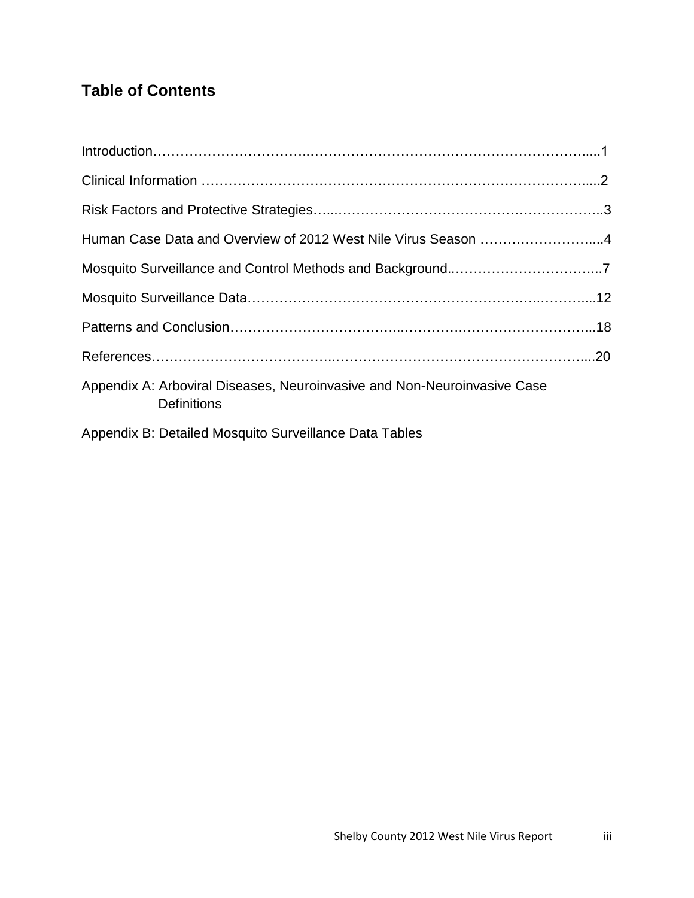## Table of Contents

Introduction……………………………..………………………………….……………….....1

Clinical Information …………………………………………………………………….…....2

Risk Factors and Protective Strategies…...…………………………………………………..3

Human Case Data and Overview of 2012 West Nile Virus Season …………………….....4

Mosquito Surveillance and Control Methods and Background..…………………………...7

Mosquito Surveillance Data…………………………………………………...………....12

Patterns and Conclusion……………………………...…………….……………………...18

References………………………………..………………………………………………....20

Appendix A: Arboviral Diseases, Neuroinvasive and Non-Neuroinvasive Case Definitions

Appendix B: Detailed Mosquito Surveillance Data Tables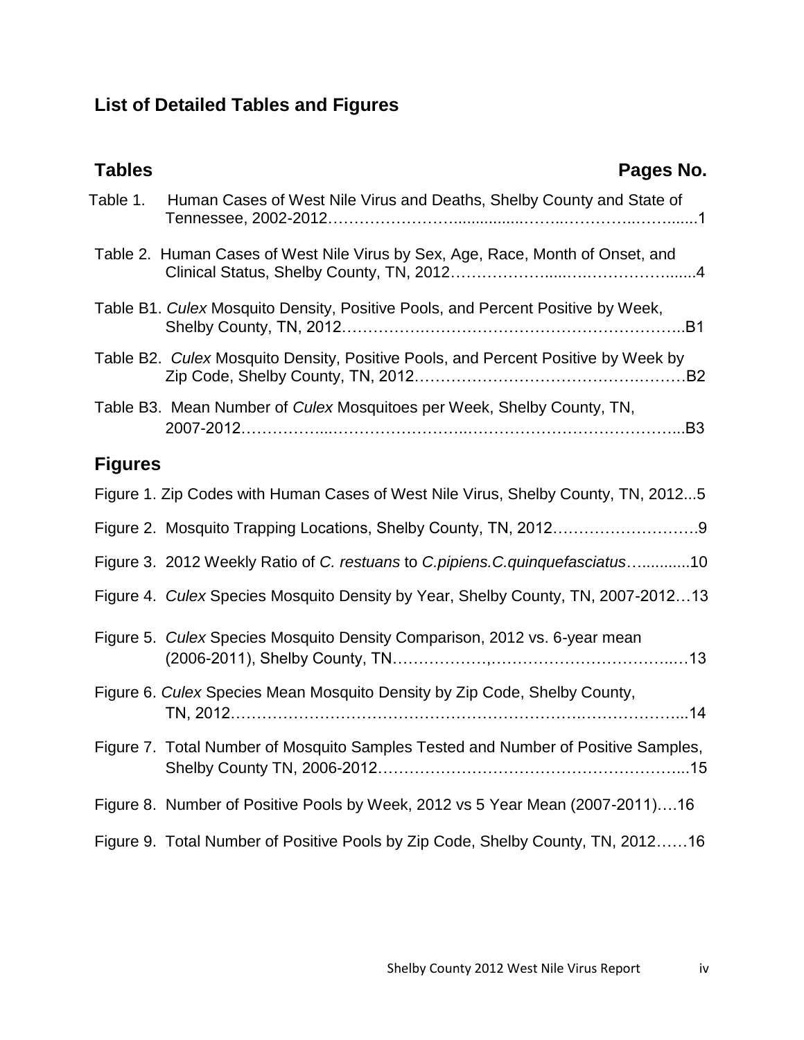## List of Detailed Tables and Figures

| Tables | Pages No. |
|---|---|
| Table 1. Human Cases of West Nile Virus and Deaths, Shelby County and State of Tennessee, 2002-2012 | 1 |
| Table 2. Human Cases of West Nile Virus by Sex, Age, Race, Month of Onset, and Clinical Status, Shelby County, TN, 2012 | 4 |
| Table B1. *Culex* Mosquito Density, Positive Pools, and Percent Positive by Week, Shelby County, TN, 2012 | B1 |
| Table B2. *Culex* Mosquito Density, Positive Pools, and Percent Positive by Week by Zip Code, Shelby County, TN, 2012 | B2 |
| Table B3. Mean Number of *Culex* Mosquitoes per Week, Shelby County, TN, 2007-2012 | B3 |

| Figures | Pages No. |
|---|---|
| Figure 1. Zip Codes with Human Cases of West Nile Virus, Shelby County, TN, 2012 | 5 |
| Figure 2. Mosquito Trapping Locations, Shelby County, TN, 2012 | 9 |
| Figure 3. 2012 Weekly Ratio of *C. restuans* to *C.pipiens.C.quinquefasciatus* | 10 |
| Figure 4. *Culex* Species Mosquito Density by Year, Shelby County, TN, 2007-2012 | 13 |
| Figure 5. *Culex* Species Mosquito Density Comparison, 2012 vs. 6-year mean (2006-2011), Shelby County, TN | 13 |
| Figure 6. *Culex* Species Mean Mosquito Density by Zip Code, Shelby County, TN, 2012 | 14 |
| Figure 7. Total Number of Mosquito Samples Tested and Number of Positive Samples, Shelby County TN, 2006-2012 | 15 |
| Figure 8. Number of Positive Pools by Week, 2012 vs 5 Year Mean (2007-2011) | 16 |
| Figure 9. Total Number of Positive Pools by Zip Code, Shelby County, TN, 2012 | 16 |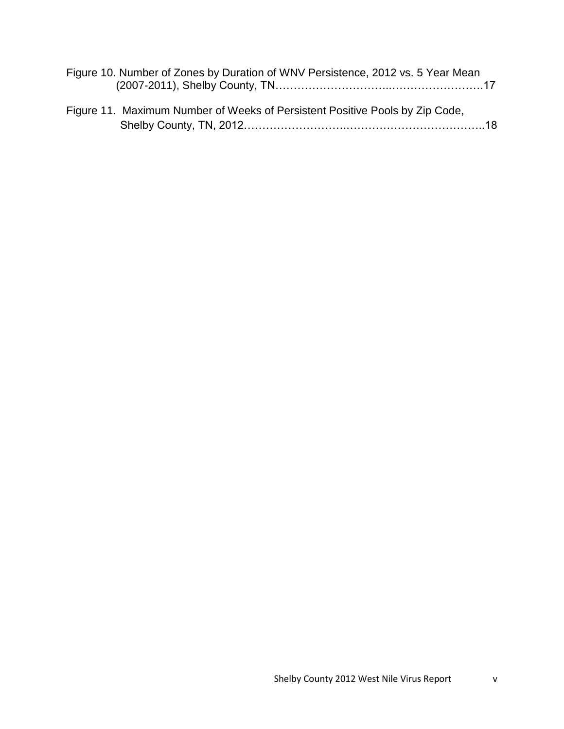Figure 10. Number of Zones by Duration of WNV Persistence, 2012 vs. 5 Year Mean (2007-2011), Shelby County, TN……………………………..…………………….17

Figure 11. Maximum Number of Weeks of Persistent Positive Pools by Zip Code, Shelby County, TN, 2012……………………….………………………………..18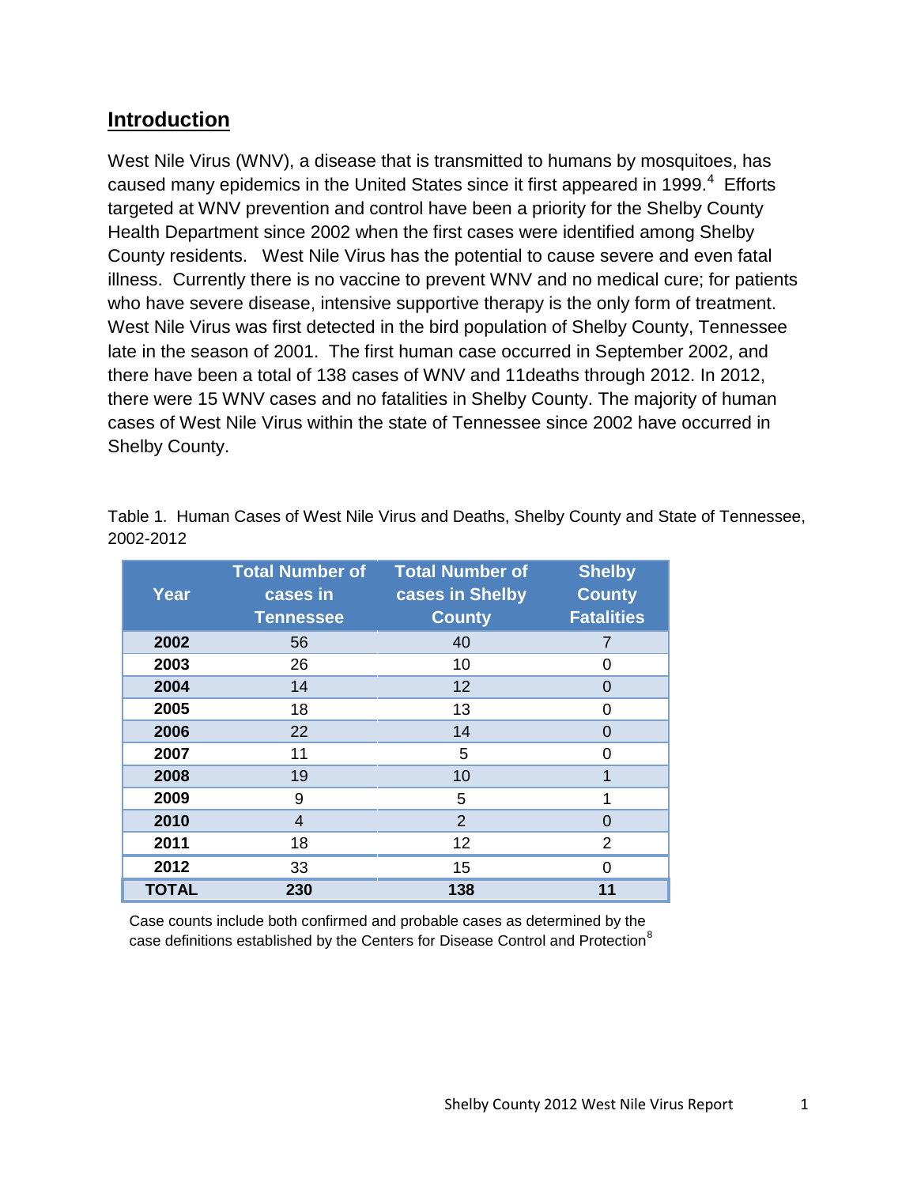## Introduction

West Nile Virus (WNV), a disease that is transmitted to humans by mosquitoes, has caused many epidemics in the United States since it first appeared in 1999.[4] Efforts targeted at WNV prevention and control have been a priority for the Shelby County Health Department since 2002 when the first cases were identified among Shelby County residents. West Nile Virus has the potential to cause severe and even fatal illness. Currently there is no vaccine to prevent WNV and no medical cure; for patients who have severe disease, intensive supportive therapy is the only form of treatment. West Nile Virus was first detected in the bird population of Shelby County, Tennessee late in the season of 2001. The first human case occurred in September 2002, and there have been a total of 138 cases of WNV and 11deaths through 2012. In 2012, there were 15 WNV cases and no fatalities in Shelby County. The majority of human cases of West Nile Virus within the state of Tennessee since 2002 have occurred in Shelby County.

Table 1. Human Cases of West Nile Virus and Deaths, Shelby County and State of Tennessee, 2002-2012

| Year | Total Number of cases in Tennessee | Total Number of cases in Shelby County | Shelby County Fatalities |
|---|---|---|---|
| **2002** | 56 | 40 | 7 |
| **2003** | 26 | 10 | 0 |
| **2004** | 14 | 12 | 0 |
| **2005** | 18 | 13 | 0 |
| **2006** | 22 | 14 | 0 |
| **2007** | 11 | 5 | 0 |
| **2008** | 19 | 10 | 1 |
| **2009** | 9 | 5 | 1 |
| **2010** | 4 | 2 | 0 |
| **2011** | 18 | 12 | 2 |
| **2012** | 33 | 15 | 0 |
| **TOTAL** | **230** | **138** | **11** |

Case counts include both confirmed and probable cases as determined by the case definitions established by the Centers for Disease Control and Protection[8]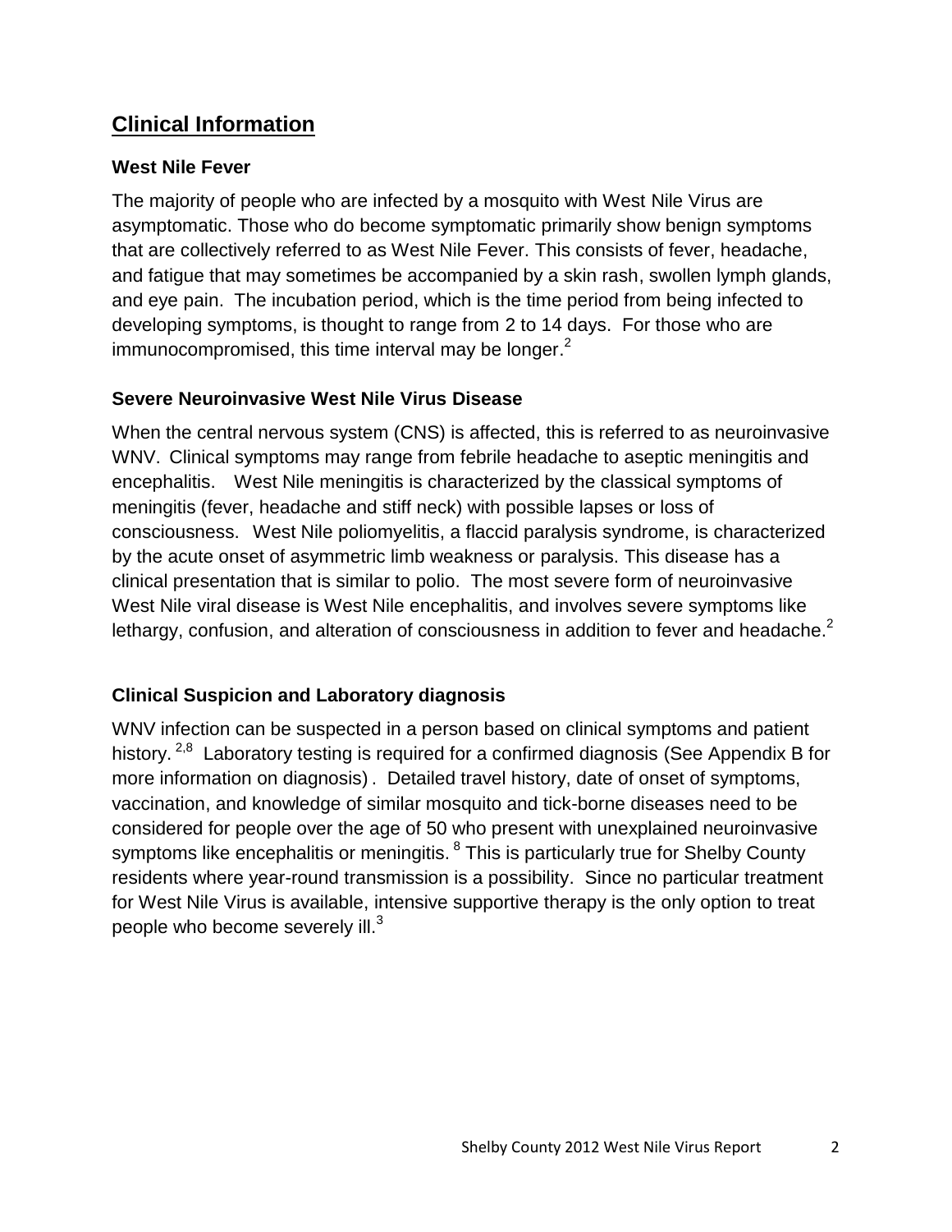## Clinical Information

### West Nile Fever

The majority of people who are infected by a mosquito with West Nile Virus are asymptomatic. Those who do become symptomatic primarily show benign symptoms that are collectively referred to as West Nile Fever. This consists of fever, headache, and fatigue that may sometimes be accompanied by a skin rash, swollen lymph glands, and eye pain. The incubation period, which is the time period from being infected to developing symptoms, is thought to range from 2 to 14 days. For those who are immunocompromised, this time interval may be longer.[2]

### Severe Neuroinvasive West Nile Virus Disease

When the central nervous system (CNS) is affected, this is referred to as neuroinvasive WNV. Clinical symptoms may range from febrile headache to aseptic meningitis and encephalitis. West Nile meningitis is characterized by the classical symptoms of meningitis (fever, headache and stiff neck) with possible lapses or loss of consciousness. West Nile poliomyelitis, a flaccid paralysis syndrome, is characterized by the acute onset of asymmetric limb weakness or paralysis. This disease has a clinical presentation that is similar to polio. The most severe form of neuroinvasive West Nile viral disease is West Nile encephalitis, and involves severe symptoms like lethargy, confusion, and alteration of consciousness in addition to fever and headache.[2]

### Clinical Suspicion and Laboratory diagnosis

WNV infection can be suspected in a person based on clinical symptoms and patient history.[2,8] Laboratory testing is required for a confirmed diagnosis (See Appendix B for more information on diagnosis). Detailed travel history, date of onset of symptoms, vaccination, and knowledge of similar mosquito and tick-borne diseases need to be considered for people over the age of 50 who present with unexplained neuroinvasive symptoms like encephalitis or meningitis.[8] This is particularly true for Shelby County residents where year-round transmission is a possibility. Since no particular treatment for West Nile Virus is available, intensive supportive therapy is the only option to treat people who become severely ill.[3]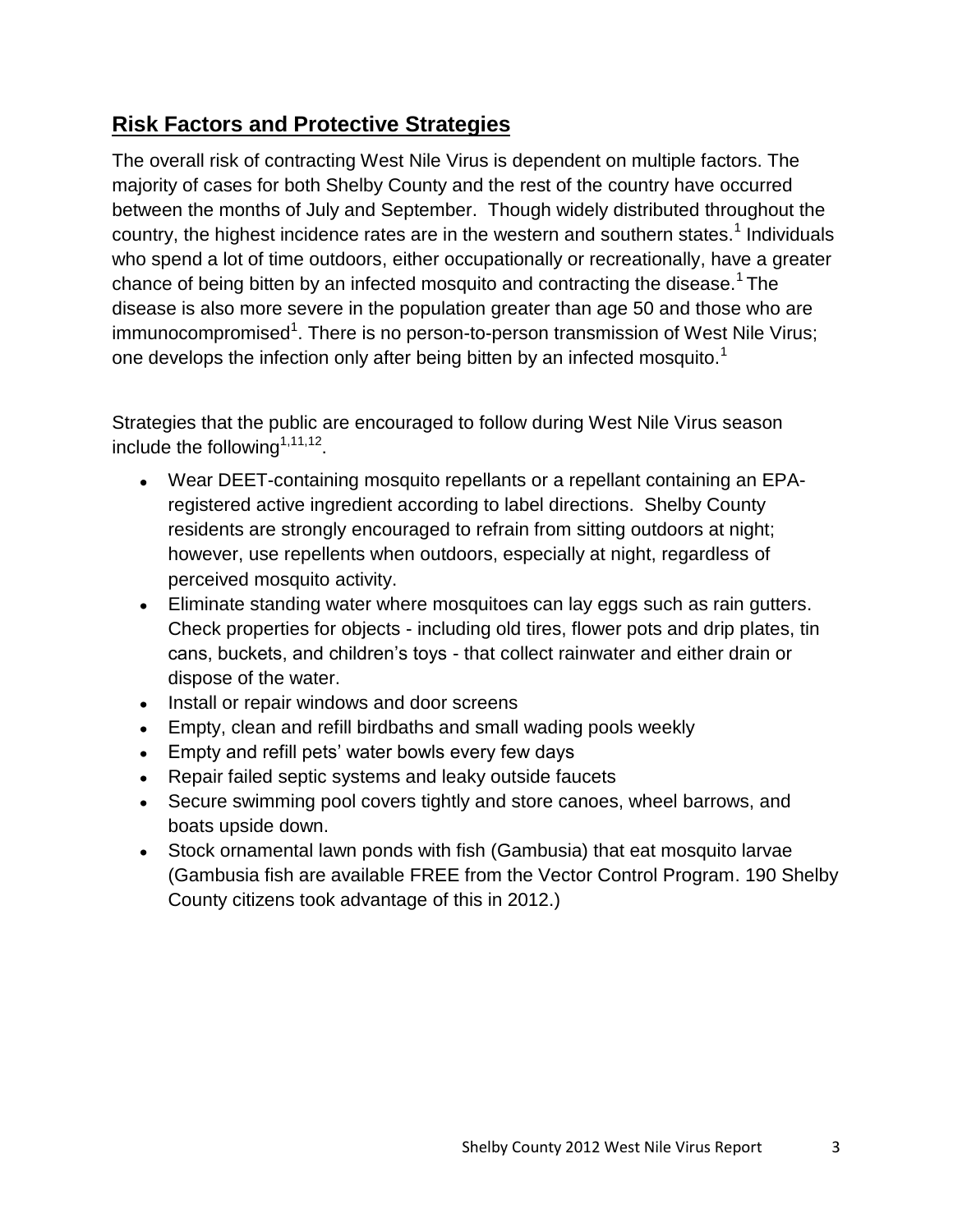## Risk Factors and Protective Strategies

The overall risk of contracting West Nile Virus is dependent on multiple factors. The majority of cases for both Shelby County and the rest of the country have occurred between the months of July and September. Though widely distributed throughout the country, the highest incidence rates are in the western and southern states.[1] Individuals who spend a lot of time outdoors, either occupationally or recreationally, have a greater chance of being bitten by an infected mosquito and contracting the disease.[1] The disease is also more severe in the population greater than age 50 and those who are immunocompromised[1]. There is no person-to-person transmission of West Nile Virus; one develops the infection only after being bitten by an infected mosquito.[1]

Strategies that the public are encouraged to follow during West Nile Virus season include the following[1,11,12].

- Wear DEET-containing mosquito repellants or a repellant containing an EPA-registered active ingredient according to label directions. Shelby County residents are strongly encouraged to refrain from sitting outdoors at night; however, use repellents when outdoors, especially at night, regardless of perceived mosquito activity.
- Eliminate standing water where mosquitoes can lay eggs such as rain gutters. Check properties for objects - including old tires, flower pots and drip plates, tin cans, buckets, and children's toys - that collect rainwater and either drain or dispose of the water.
- Install or repair windows and door screens
- Empty, clean and refill birdbaths and small wading pools weekly
- Empty and refill pets' water bowls every few days
- Repair failed septic systems and leaky outside faucets
- Secure swimming pool covers tightly and store canoes, wheel barrows, and boats upside down.
- Stock ornamental lawn ponds with fish (Gambusia) that eat mosquito larvae (Gambusia fish are available FREE from the Vector Control Program. 190 Shelby County citizens took advantage of this in 2012.)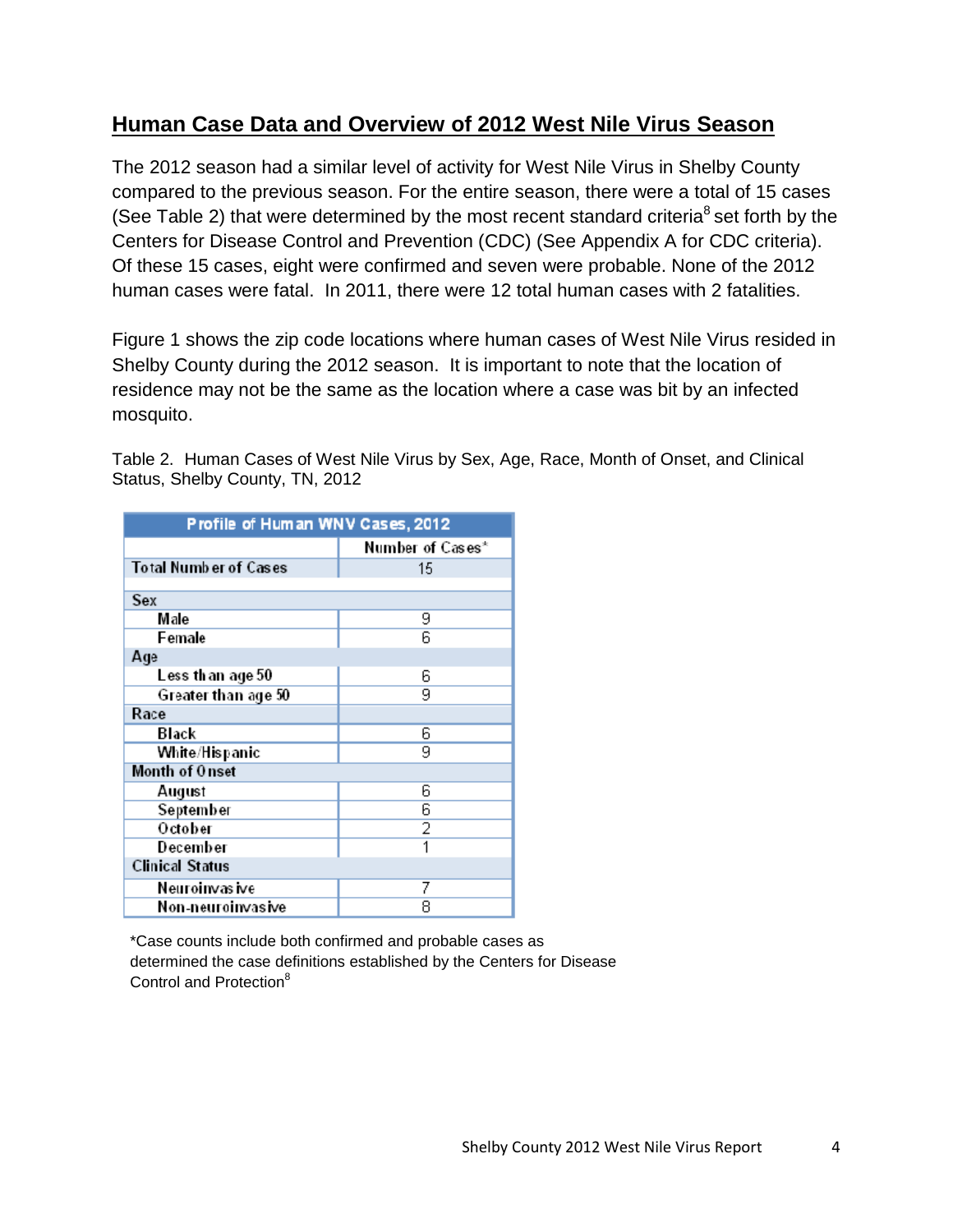## Human Case Data and Overview of 2012 West Nile Virus Season

The 2012 season had a similar level of activity for West Nile Virus in Shelby County compared to the previous season. For the entire season, there were a total of 15 cases (See Table 2) that were determined by the most recent standard criteria[8] set forth by the Centers for Disease Control and Prevention (CDC) (See Appendix A for CDC criteria). Of these 15 cases, eight were confirmed and seven were probable. None of the 2012 human cases were fatal. In 2011, there were 12 total human cases with 2 fatalities.

Figure 1 shows the zip code locations where human cases of West Nile Virus resided in Shelby County during the 2012 season. It is important to note that the location of residence may not be the same as the location where a case was bit by an infected mosquito.

Table 2. Human Cases of West Nile Virus by Sex, Age, Race, Month of Onset, and Clinical Status, Shelby County, TN, 2012

| Profile of Human WNV Cases, 2012 | |
|---|---|
| | Number of Cases* |
| Total Number of Cases | 15 |
| Sex | |
| Male | 9 |
| Female | 6 |
| Age | |
| Less than age 50 | 6 |
| Greater than age 50 | 9 |
| Race | |
| Black | 6 |
| White/Hispanic | 9 |
| Month of Onset | |
| August | 6 |
| September | 6 |
| October | 2 |
| December | 1 |
| Clinical Status | |
| Neuroinvasive | 7 |
| Non-neuroinvasive | 8 |

*Case counts include both confirmed and probable cases as determined the case definitions established by the Centers for Disease Control and Protection[8]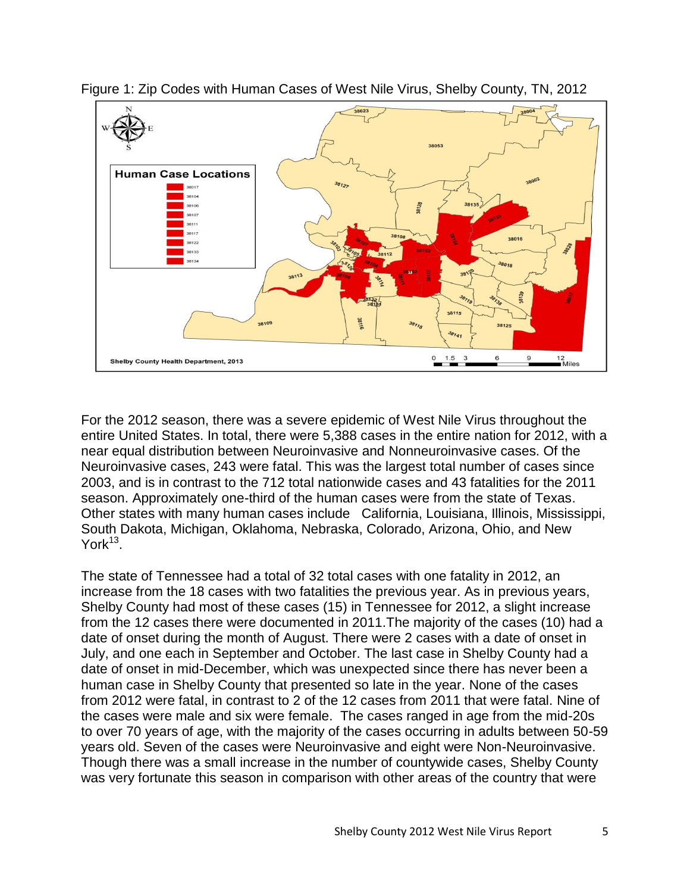Figure 1: Zip Codes with Human Cases of West Nile Virus, Shelby County, TN, 2012

For the 2012 season, there was a severe epidemic of West Nile Virus throughout the entire United States. In total, there were 5,388 cases in the entire nation for 2012, with a near equal distribution between Neuroinvasive and Nonneuroinvasive cases. Of the Neuroinvasive cases, 243 were fatal. This was the largest total number of cases since 2003, and is in contrast to the 712 total nationwide cases and 43 fatalities for the 2011 season. Approximately one-third of the human cases were from the state of Texas. Other states with many human cases include California, Louisiana, Illinois, Mississippi, South Dakota, Michigan, Oklahoma, Nebraska, Colorado, Arizona, Ohio, and New York[13].

The state of Tennessee had a total of 32 total cases with one fatality in 2012, an increase from the 18 cases with two fatalities the previous year. As in previous years, Shelby County had most of these cases (15) in Tennessee for 2012, a slight increase from the 12 cases there were documented in 2011.The majority of the cases (10) had a date of onset during the month of August. There were 2 cases with a date of onset in July, and one each in September and October. The last case in Shelby County had a date of onset in mid-December, which was unexpected since there has never been a human case in Shelby County that presented so late in the year. None of the cases from 2012 were fatal, in contrast to 2 of the 12 cases from 2011 that were fatal. Nine of the cases were male and six were female. The cases ranged in age from the mid-20s to over 70 years of age, with the majority of the cases occurring in adults between 50-59 years old. Seven of the cases were Neuroinvasive and eight were Non-Neuroinvasive. Though there was a small increase in the number of countywide cases, Shelby County was very fortunate this season in comparison with other areas of the country that were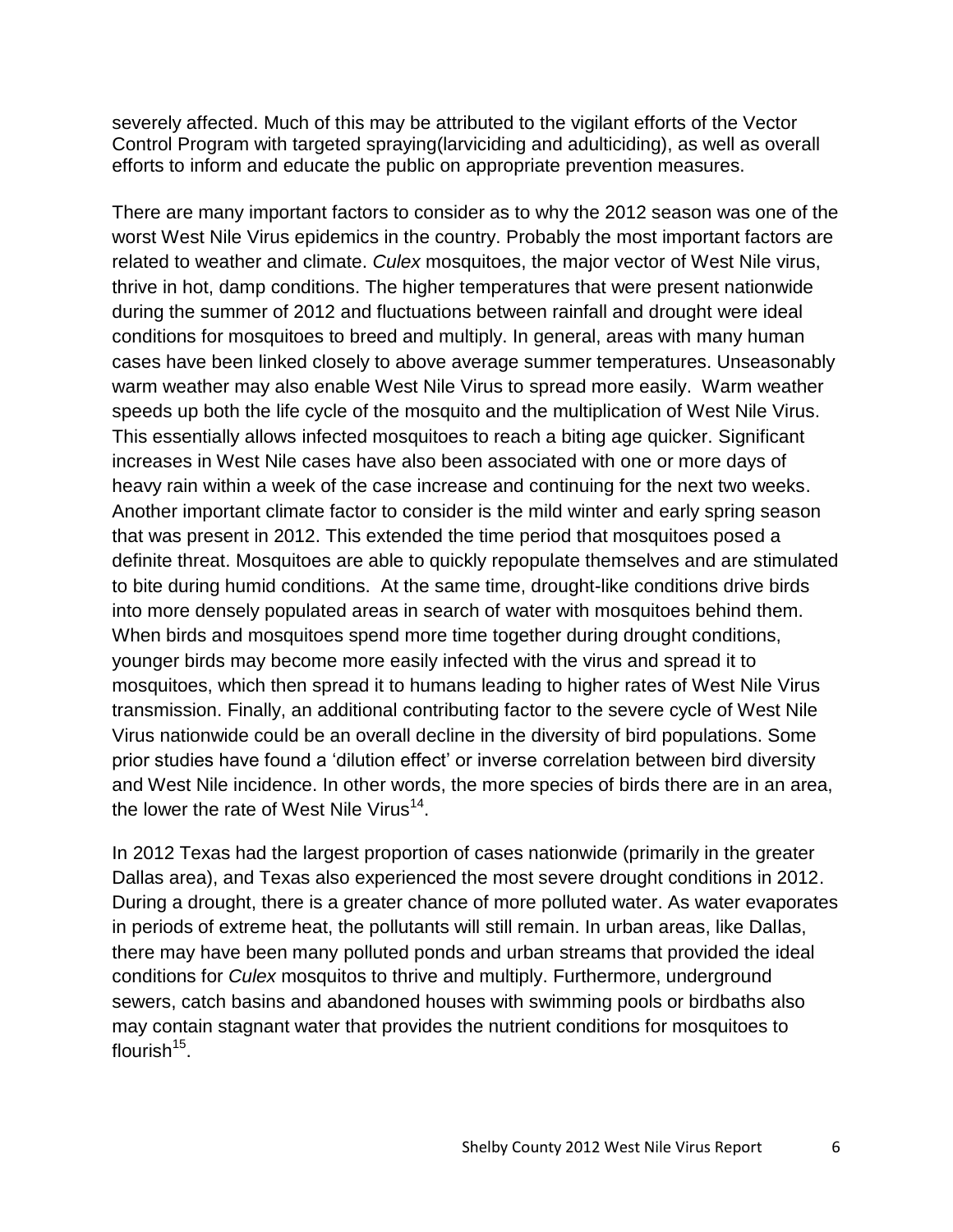severely affected. Much of this may be attributed to the vigilant efforts of the Vector Control Program with targeted spraying(larviciding and adulticiding), as well as overall efforts to inform and educate the public on appropriate prevention measures.

There are many important factors to consider as to why the 2012 season was one of the worst West Nile Virus epidemics in the country. Probably the most important factors are related to weather and climate. *Culex* mosquitoes, the major vector of West Nile virus, thrive in hot, damp conditions. The higher temperatures that were present nationwide during the summer of 2012 and fluctuations between rainfall and drought were ideal conditions for mosquitoes to breed and multiply. In general, areas with many human cases have been linked closely to above average summer temperatures. Unseasonably warm weather may also enable West Nile Virus to spread more easily. Warm weather speeds up both the life cycle of the mosquito and the multiplication of West Nile Virus. This essentially allows infected mosquitoes to reach a biting age quicker. Significant increases in West Nile cases have also been associated with one or more days of heavy rain within a week of the case increase and continuing for the next two weeks. Another important climate factor to consider is the mild winter and early spring season that was present in 2012. This extended the time period that mosquitoes posed a definite threat. Mosquitoes are able to quickly repopulate themselves and are stimulated to bite during humid conditions. At the same time, drought-like conditions drive birds into more densely populated areas in search of water with mosquitoes behind them. When birds and mosquitoes spend more time together during drought conditions, younger birds may become more easily infected with the virus and spread it to mosquitoes, which then spread it to humans leading to higher rates of West Nile Virus transmission. Finally, an additional contributing factor to the severe cycle of West Nile Virus nationwide could be an overall decline in the diversity of bird populations. Some prior studies have found a 'dilution effect' or inverse correlation between bird diversity and West Nile incidence. In other words, the more species of birds there are in an area, the lower the rate of West Nile Virus[14].

In 2012 Texas had the largest proportion of cases nationwide (primarily in the greater Dallas area), and Texas also experienced the most severe drought conditions in 2012. During a drought, there is a greater chance of more polluted water. As water evaporates in periods of extreme heat, the pollutants will still remain. In urban areas, like Dallas, there may have been many polluted ponds and urban streams that provided the ideal conditions for *Culex* mosquitos to thrive and multiply. Furthermore, underground sewers, catch basins and abandoned houses with swimming pools or birdbaths also may contain stagnant water that provides the nutrient conditions for mosquitoes to flourish[15].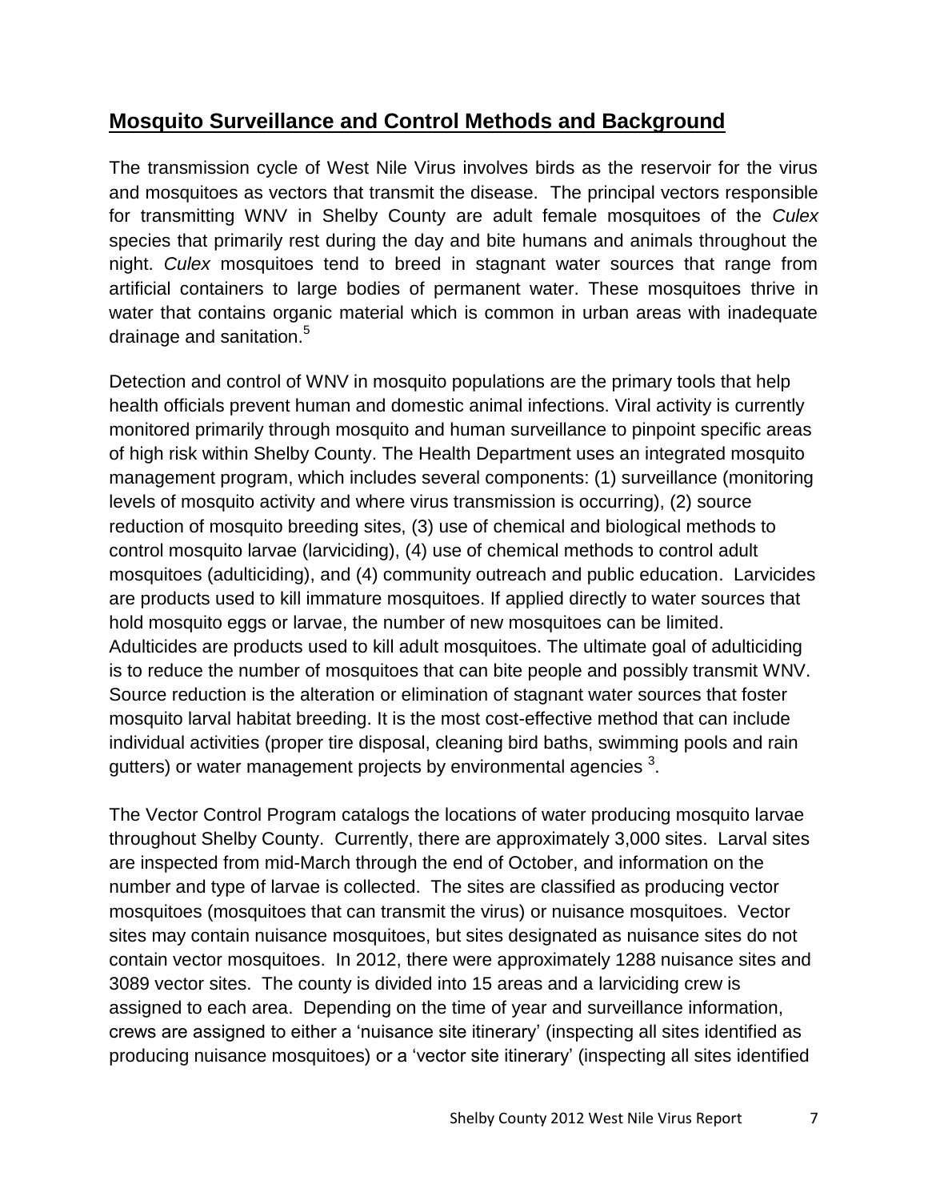## Mosquito Surveillance and Control Methods and Background

The transmission cycle of West Nile Virus involves birds as the reservoir for the virus and mosquitoes as vectors that transmit the disease. The principal vectors responsible for transmitting WNV in Shelby County are adult female mosquitoes of the *Culex* species that primarily rest during the day and bite humans and animals throughout the night. *Culex* mosquitoes tend to breed in stagnant water sources that range from artificial containers to large bodies of permanent water. These mosquitoes thrive in water that contains organic material which is common in urban areas with inadequate drainage and sanitation.[5]

Detection and control of WNV in mosquito populations are the primary tools that help health officials prevent human and domestic animal infections. Viral activity is currently monitored primarily through mosquito and human surveillance to pinpoint specific areas of high risk within Shelby County. The Health Department uses an integrated mosquito management program, which includes several components: (1) surveillance (monitoring levels of mosquito activity and where virus transmission is occurring), (2) source reduction of mosquito breeding sites, (3) use of chemical and biological methods to control mosquito larvae (larviciding), (4) use of chemical methods to control adult mosquitoes (adulticiding), and (4) community outreach and public education. Larvicides are products used to kill immature mosquitoes. If applied directly to water sources that hold mosquito eggs or larvae, the number of new mosquitoes can be limited. Adulticides are products used to kill adult mosquitoes. The ultimate goal of adulticiding is to reduce the number of mosquitoes that can bite people and possibly transmit WNV. Source reduction is the alteration or elimination of stagnant water sources that foster mosquito larval habitat breeding. It is the most cost-effective method that can include individual activities (proper tire disposal, cleaning bird baths, swimming pools and rain gutters) or water management projects by environmental agencies [3].

The Vector Control Program catalogs the locations of water producing mosquito larvae throughout Shelby County. Currently, there are approximately 3,000 sites. Larval sites are inspected from mid-March through the end of October, and information on the number and type of larvae is collected. The sites are classified as producing vector mosquitoes (mosquitoes that can transmit the virus) or nuisance mosquitoes. Vector sites may contain nuisance mosquitoes, but sites designated as nuisance sites do not contain vector mosquitoes. In 2012, there were approximately 1288 nuisance sites and 3089 vector sites. The county is divided into 15 areas and a larviciding crew is assigned to each area. Depending on the time of year and surveillance information, crews are assigned to either a 'nuisance site itinerary' (inspecting all sites identified as producing nuisance mosquitoes) or a 'vector site itinerary' (inspecting all sites identified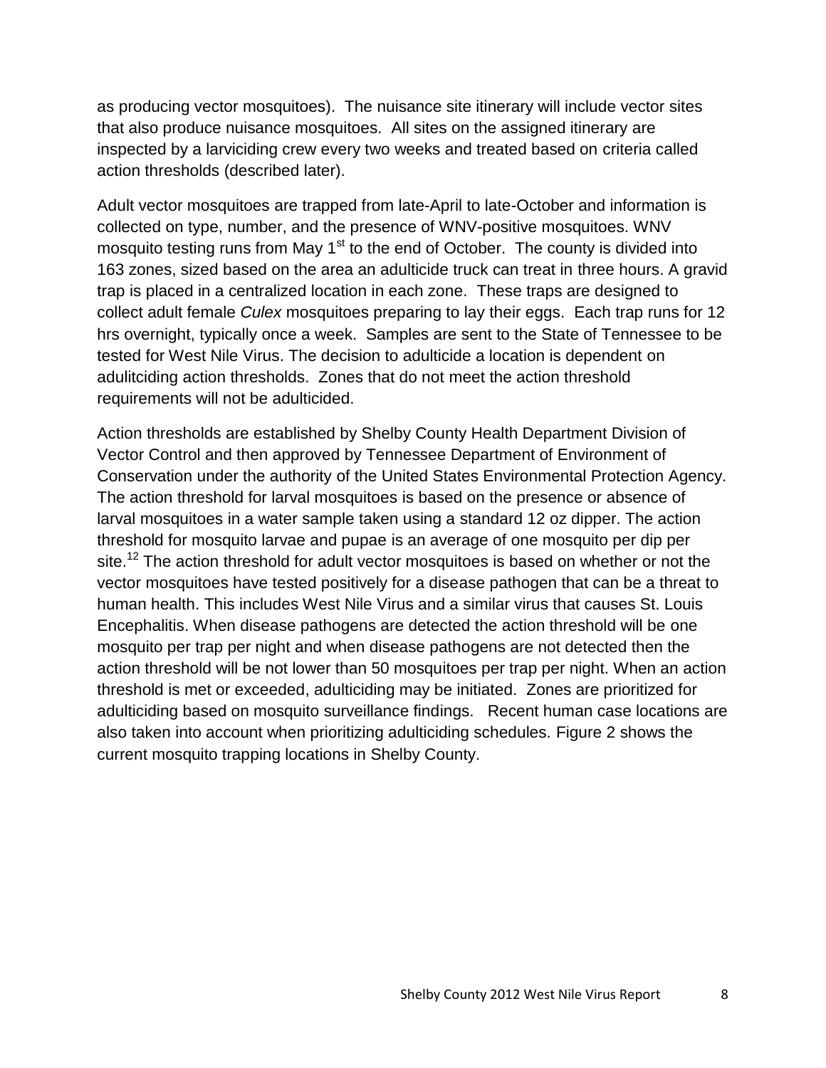as producing vector mosquitoes). The nuisance site itinerary will include vector sites that also produce nuisance mosquitoes. All sites on the assigned itinerary are inspected by a larviciding crew every two weeks and treated based on criteria called action thresholds (described later).

Adult vector mosquitoes are trapped from late-April to late-October and information is collected on type, number, and the presence of WNV-positive mosquitoes. WNV mosquito testing runs from May 1st to the end of October. The county is divided into 163 zones, sized based on the area an adulticide truck can treat in three hours. A gravid trap is placed in a centralized location in each zone. These traps are designed to collect adult female *Culex* mosquitoes preparing to lay their eggs. Each trap runs for 12 hrs overnight, typically once a week. Samples are sent to the State of Tennessee to be tested for West Nile Virus. The decision to adulticide a location is dependent on adulitciding action thresholds. Zones that do not meet the action threshold requirements will not be adulticided.

Action thresholds are established by Shelby County Health Department Division of Vector Control and then approved by Tennessee Department of Environment of Conservation under the authority of the United States Environmental Protection Agency. The action threshold for larval mosquitoes is based on the presence or absence of larval mosquitoes in a water sample taken using a standard 12 oz dipper. The action threshold for mosquito larvae and pupae is an average of one mosquito per dip per site.[12] The action threshold for adult vector mosquitoes is based on whether or not the vector mosquitoes have tested positively for a disease pathogen that can be a threat to human health. This includes West Nile Virus and a similar virus that causes St. Louis Encephalitis. When disease pathogens are detected the action threshold will be one mosquito per trap per night and when disease pathogens are not detected then the action threshold will be not lower than 50 mosquitoes per trap per night. When an action threshold is met or exceeded, adulticiding may be initiated. Zones are prioritized for adulticiding based on mosquito surveillance findings. Recent human case locations are also taken into account when prioritizing adulticiding schedules. Figure 2 shows the current mosquito trapping locations in Shelby County.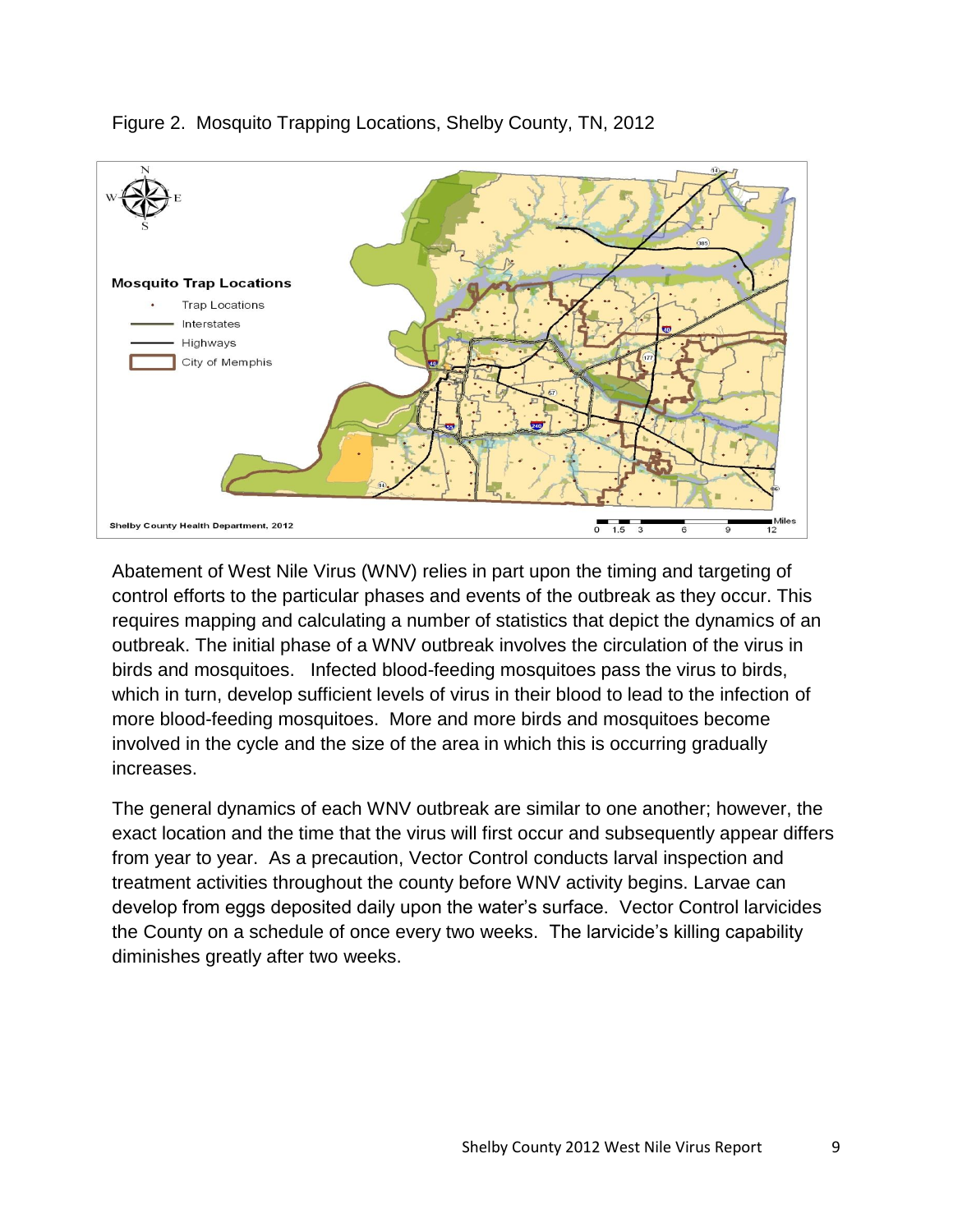Figure 2. Mosquito Trapping Locations, Shelby County, TN, 2012

Abatement of West Nile Virus (WNV) relies in part upon the timing and targeting of control efforts to the particular phases and events of the outbreak as they occur. This requires mapping and calculating a number of statistics that depict the dynamics of an outbreak. The initial phase of a WNV outbreak involves the circulation of the virus in birds and mosquitoes. Infected blood-feeding mosquitoes pass the virus to birds, which in turn, develop sufficient levels of virus in their blood to lead to the infection of more blood-feeding mosquitoes. More and more birds and mosquitoes become involved in the cycle and the size of the area in which this is occurring gradually increases.

The general dynamics of each WNV outbreak are similar to one another; however, the exact location and the time that the virus will first occur and subsequently appear differs from year to year. As a precaution, Vector Control conducts larval inspection and treatment activities throughout the county before WNV activity begins. Larvae can develop from eggs deposited daily upon the water's surface. Vector Control larvicides the County on a schedule of once every two weeks. The larvicide's killing capability diminishes greatly after two weeks.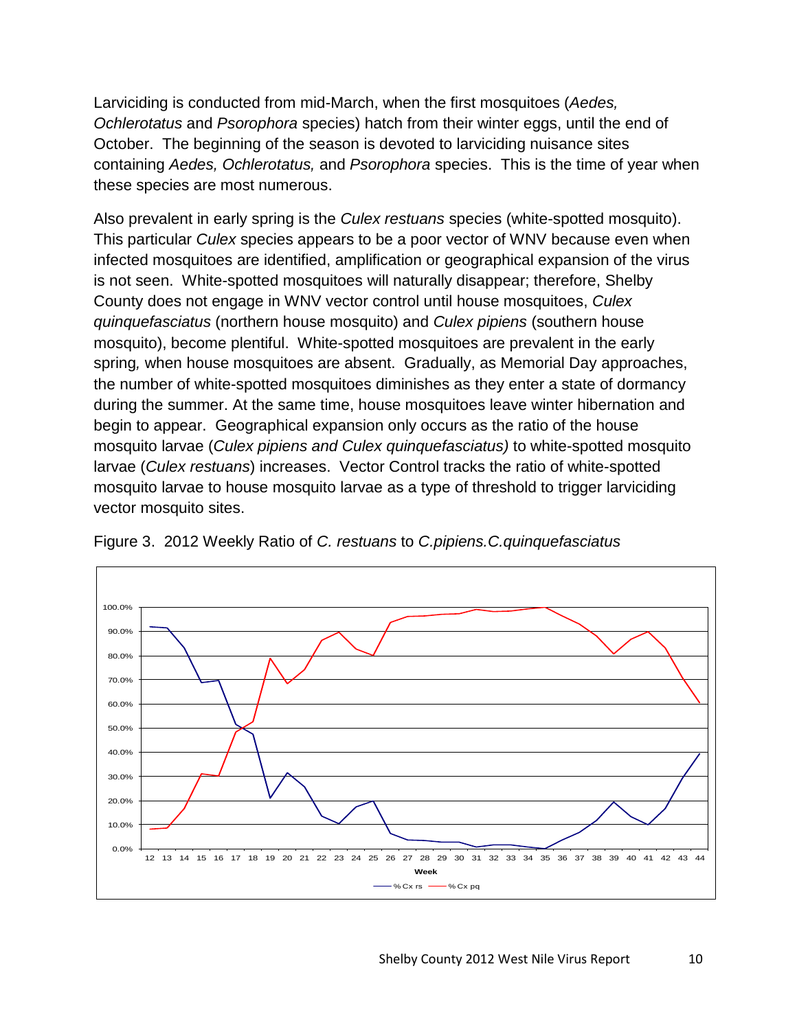Larviciding is conducted from mid-March, when the first mosquitoes (*Aedes, Ochlerotatus* and *Psorophora* species) hatch from their winter eggs, until the end of October. The beginning of the season is devoted to larviciding nuisance sites containing *Aedes, Ochlerotatus,* and *Psorophora* species. This is the time of year when these species are most numerous.

Also prevalent in early spring is the *Culex restuans* species (white-spotted mosquito). This particular *Culex* species appears to be a poor vector of WNV because even when infected mosquitoes are identified, amplification or geographical expansion of the virus is not seen. White-spotted mosquitoes will naturally disappear; therefore, Shelby County does not engage in WNV vector control until house mosquitoes, *Culex quinquefasciatus* (northern house mosquito) and *Culex pipiens* (southern house mosquito), become plentiful. White-spotted mosquitoes are prevalent in the early spring*,* when house mosquitoes are absent. Gradually, as Memorial Day approaches, the number of white-spotted mosquitoes diminishes as they enter a state of dormancy during the summer. At the same time, house mosquitoes leave winter hibernation and begin to appear. Geographical expansion only occurs as the ratio of the house mosquito larvae (*Culex pipiens and Culex quinquefasciatus)* to white-spotted mosquito larvae (*Culex restuans*) increases. Vector Control tracks the ratio of white-spotted mosquito larvae to house mosquito larvae as a type of threshold to trigger larviciding vector mosquito sites.

Figure 3. 2012 Weekly Ratio of *C. restuans* to *C.pipiens.C.quinquefasciatus*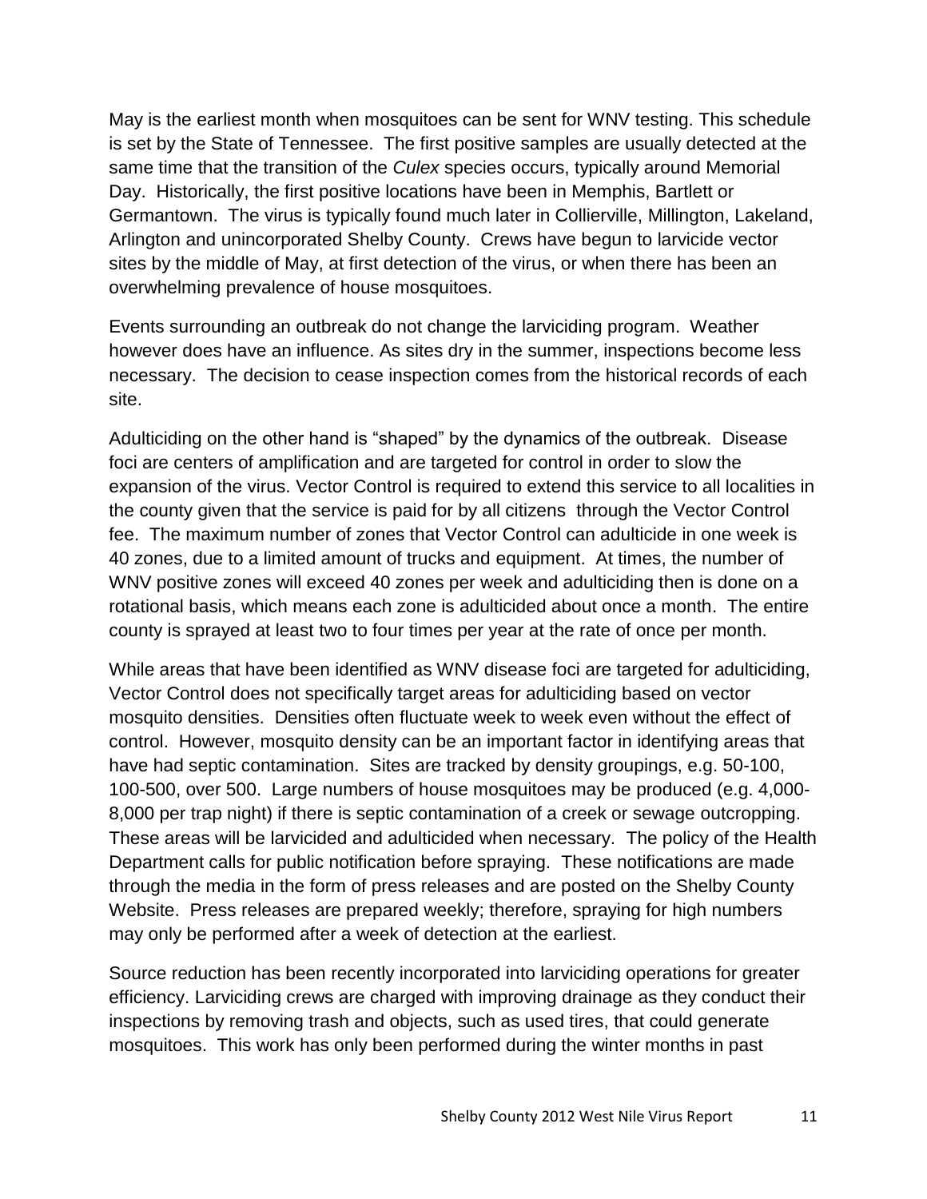May is the earliest month when mosquitoes can be sent for WNV testing. This schedule is set by the State of Tennessee. The first positive samples are usually detected at the same time that the transition of the *Culex* species occurs, typically around Memorial Day. Historically, the first positive locations have been in Memphis, Bartlett or Germantown. The virus is typically found much later in Collierville, Millington, Lakeland, Arlington and unincorporated Shelby County. Crews have begun to larvicide vector sites by the middle of May, at first detection of the virus, or when there has been an overwhelming prevalence of house mosquitoes.

Events surrounding an outbreak do not change the larviciding program. Weather however does have an influence. As sites dry in the summer, inspections become less necessary. The decision to cease inspection comes from the historical records of each site.

Adulticiding on the other hand is "shaped" by the dynamics of the outbreak. Disease foci are centers of amplification and are targeted for control in order to slow the expansion of the virus. Vector Control is required to extend this service to all localities in the county given that the service is paid for by all citizens through the Vector Control fee. The maximum number of zones that Vector Control can adulticide in one week is 40 zones, due to a limited amount of trucks and equipment. At times, the number of WNV positive zones will exceed 40 zones per week and adulticiding then is done on a rotational basis, which means each zone is adulticided about once a month. The entire county is sprayed at least two to four times per year at the rate of once per month.

While areas that have been identified as WNV disease foci are targeted for adulticiding, Vector Control does not specifically target areas for adulticiding based on vector mosquito densities. Densities often fluctuate week to week even without the effect of control. However, mosquito density can be an important factor in identifying areas that have had septic contamination. Sites are tracked by density groupings, e.g. 50-100, 100-500, over 500. Large numbers of house mosquitoes may be produced (e.g. 4,000-8,000 per trap night) if there is septic contamination of a creek or sewage outcropping. These areas will be larvicided and adulticided when necessary. The policy of the Health Department calls for public notification before spraying. These notifications are made through the media in the form of press releases and are posted on the Shelby County Website. Press releases are prepared weekly; therefore, spraying for high numbers may only be performed after a week of detection at the earliest.

Source reduction has been recently incorporated into larviciding operations for greater efficiency. Larviciding crews are charged with improving drainage as they conduct their inspections by removing trash and objects, such as used tires, that could generate mosquitoes. This work has only been performed during the winter months in past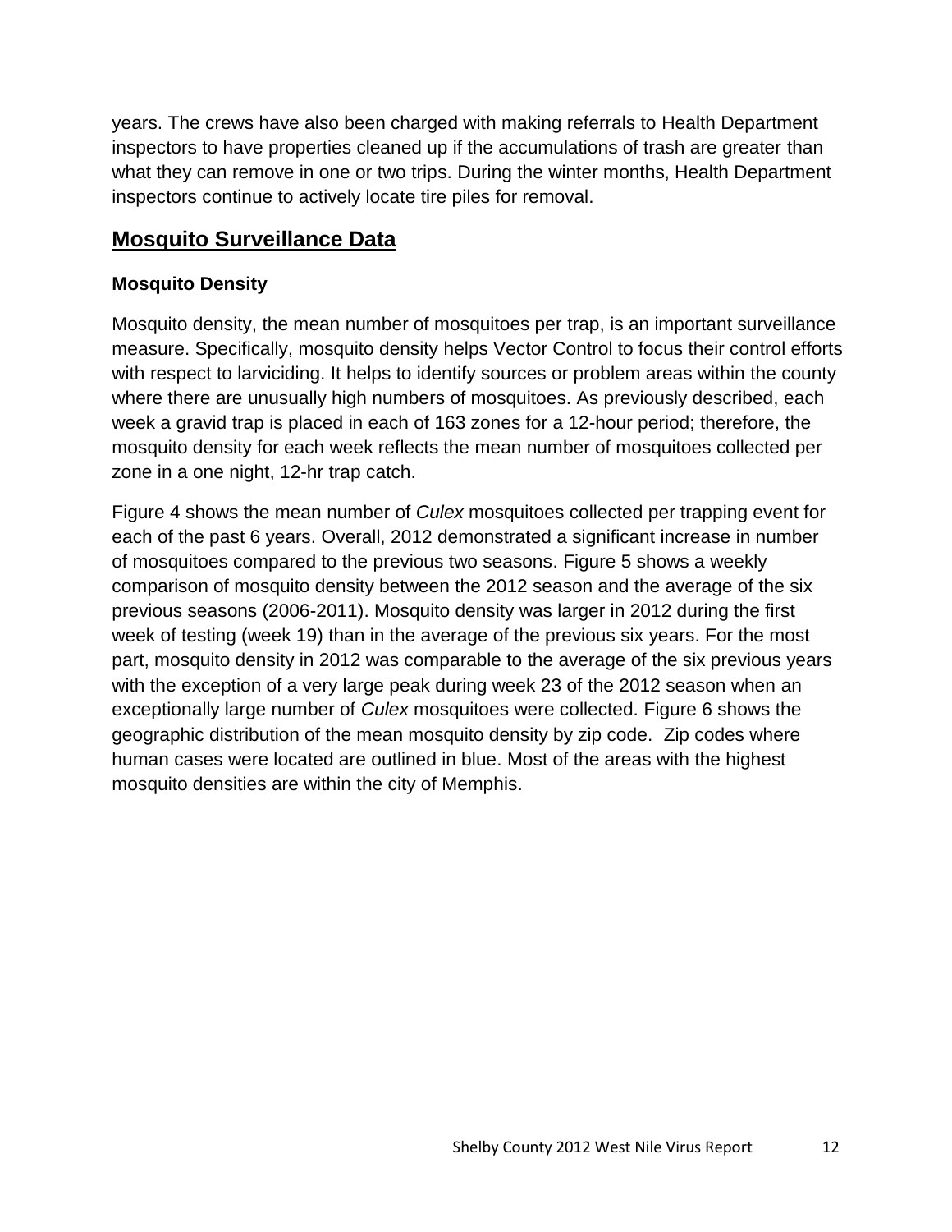years. The crews have also been charged with making referrals to Health Department inspectors to have properties cleaned up if the accumulations of trash are greater than what they can remove in one or two trips. During the winter months, Health Department inspectors continue to actively locate tire piles for removal.

## Mosquito Surveillance Data

### Mosquito Density

Mosquito density, the mean number of mosquitoes per trap, is an important surveillance measure. Specifically, mosquito density helps Vector Control to focus their control efforts with respect to larviciding. It helps to identify sources or problem areas within the county where there are unusually high numbers of mosquitoes. As previously described, each week a gravid trap is placed in each of 163 zones for a 12-hour period; therefore, the mosquito density for each week reflects the mean number of mosquitoes collected per zone in a one night, 12-hr trap catch.

Figure 4 shows the mean number of *Culex* mosquitoes collected per trapping event for each of the past 6 years. Overall, 2012 demonstrated a significant increase in number of mosquitoes compared to the previous two seasons. Figure 5 shows a weekly comparison of mosquito density between the 2012 season and the average of the six previous seasons (2006-2011). Mosquito density was larger in 2012 during the first week of testing (week 19) than in the average of the previous six years. For the most part, mosquito density in 2012 was comparable to the average of the six previous years with the exception of a very large peak during week 23 of the 2012 season when an exceptionally large number of *Culex* mosquitoes were collected. Figure 6 shows the geographic distribution of the mean mosquito density by zip code. Zip codes where human cases were located are outlined in blue. Most of the areas with the highest mosquito densities are within the city of Memphis.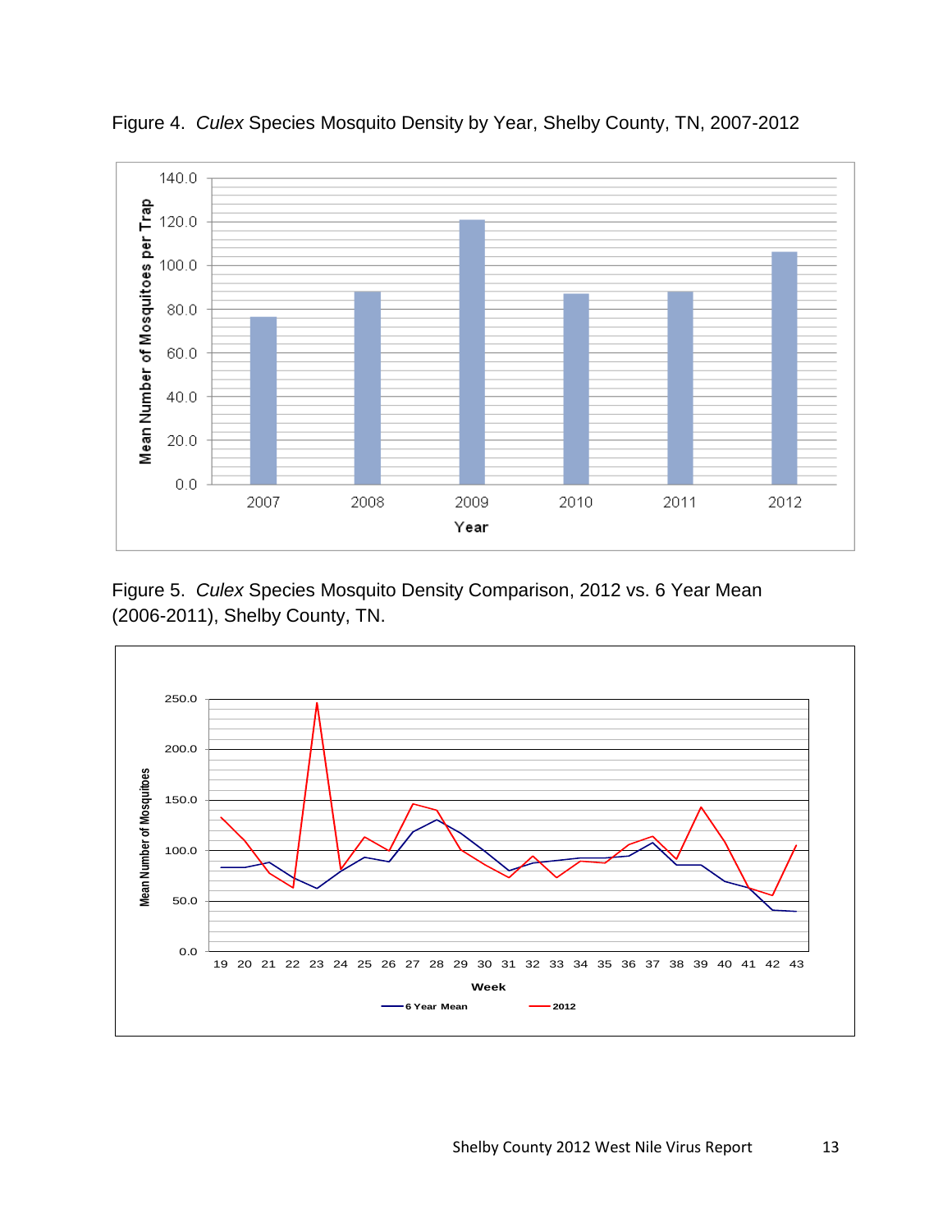Figure 4. *Culex* Species Mosquito Density by Year, Shelby County, TN, 2007-2012

Figure 5. *Culex* Species Mosquito Density Comparison, 2012 vs. 6 Year Mean (2006-2011), Shelby County, TN.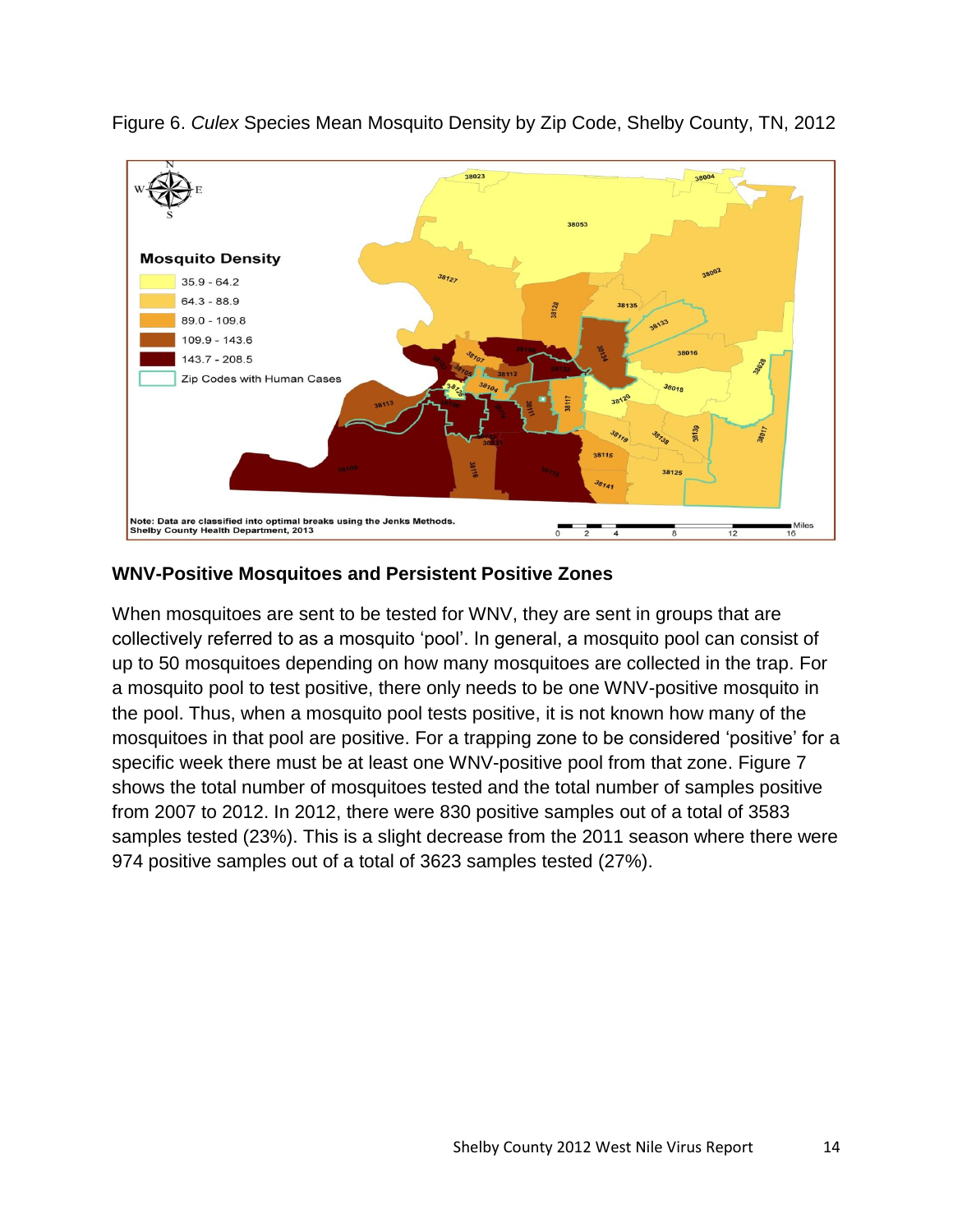Figure 6. *Culex* Species Mean Mosquito Density by Zip Code, Shelby County, TN, 2012

## WNV-Positive Mosquitoes and Persistent Positive Zones

When mosquitoes are sent to be tested for WNV, they are sent in groups that are collectively referred to as a mosquito 'pool'. In general, a mosquito pool can consist of up to 50 mosquitoes depending on how many mosquitoes are collected in the trap. For a mosquito pool to test positive, there only needs to be one WNV-positive mosquito in the pool. Thus, when a mosquito pool tests positive, it is not known how many of the mosquitoes in that pool are positive. For a trapping zone to be considered 'positive' for a specific week there must be at least one WNV-positive pool from that zone. Figure 7 shows the total number of mosquitoes tested and the total number of samples positive from 2007 to 2012. In 2012, there were 830 positive samples out of a total of 3583 samples tested (23%). This is a slight decrease from the 2011 season where there were 974 positive samples out of a total of 3623 samples tested (27%).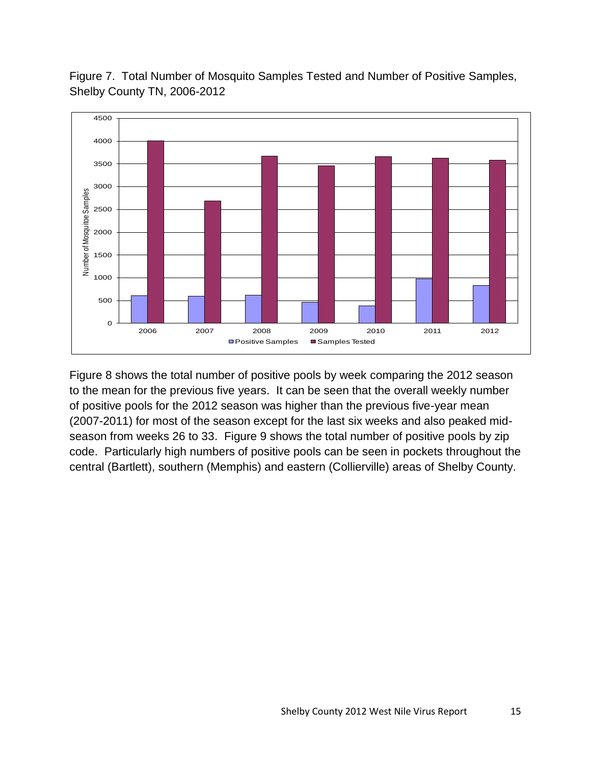Figure 7. Total Number of Mosquito Samples Tested and Number of Positive Samples, Shelby County TN, 2006-2012

Figure 8 shows the total number of positive pools by week comparing the 2012 season to the mean for the previous five years. It can be seen that the overall weekly number of positive pools for the 2012 season was higher than the previous five-year mean (2007-2011) for most of the season except for the last six weeks and also peaked mid-season from weeks 26 to 33. Figure 9 shows the total number of positive pools by zip code. Particularly high numbers of positive pools can be seen in pockets throughout the central (Bartlett), southern (Memphis) and eastern (Collierville) areas of Shelby County.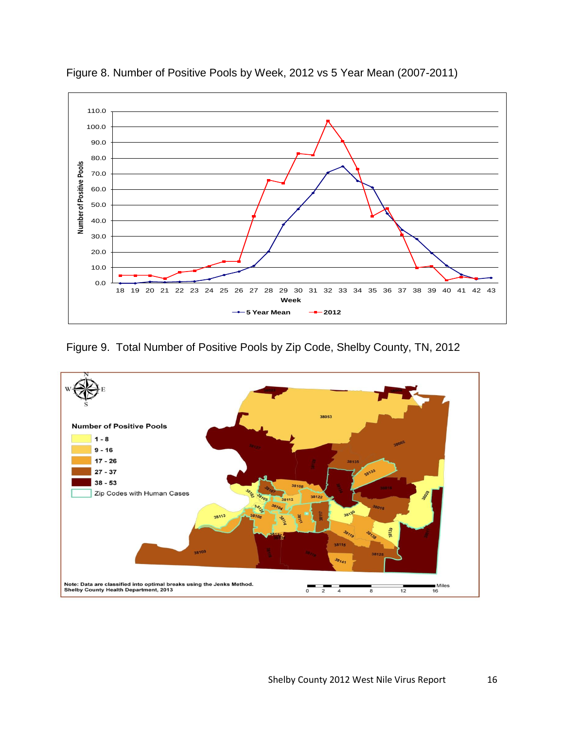Figure 8. Number of Positive Pools by Week, 2012 vs 5 Year Mean (2007-2011)

Figure 9. Total Number of Positive Pools by Zip Code, Shelby County, TN, 2012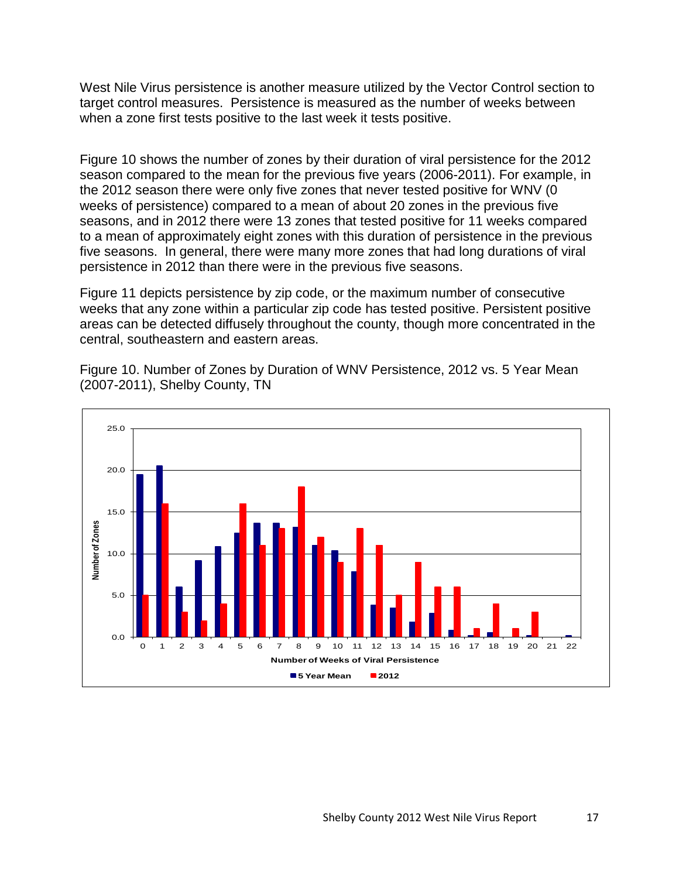West Nile Virus persistence is another measure utilized by the Vector Control section to target control measures. Persistence is measured as the number of weeks between when a zone first tests positive to the last week it tests positive.

Figure 10 shows the number of zones by their duration of viral persistence for the 2012 season compared to the mean for the previous five years (2006-2011). For example, in the 2012 season there were only five zones that never tested positive for WNV (0 weeks of persistence) compared to a mean of about 20 zones in the previous five seasons, and in 2012 there were 13 zones that tested positive for 11 weeks compared to a mean of approximately eight zones with this duration of persistence in the previous five seasons. In general, there were many more zones that had long durations of viral persistence in 2012 than there were in the previous five seasons.

Figure 11 depicts persistence by zip code, or the maximum number of consecutive weeks that any zone within a particular zip code has tested positive. Persistent positive areas can be detected diffusely throughout the county, though more concentrated in the central, southeastern and eastern areas.

Figure 10. Number of Zones by Duration of WNV Persistence, 2012 vs. 5 Year Mean (2007-2011), Shelby County, TN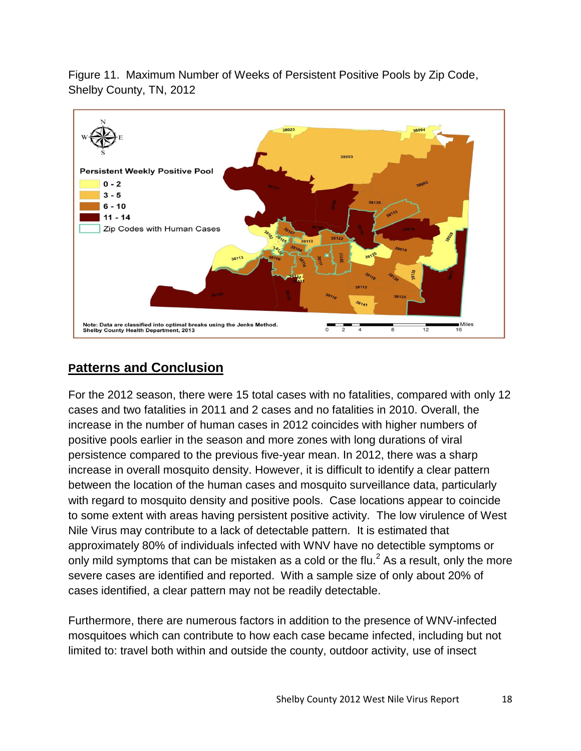Figure 11. Maximum Number of Weeks of Persistent Positive Pools by Zip Code, Shelby County, TN, 2012

## Patterns and Conclusion

For the 2012 season, there were 15 total cases with no fatalities, compared with only 12 cases and two fatalities in 2011 and 2 cases and no fatalities in 2010. Overall, the increase in the number of human cases in 2012 coincides with higher numbers of positive pools earlier in the season and more zones with long durations of viral persistence compared to the previous five-year mean. In 2012, there was a sharp increase in overall mosquito density. However, it is difficult to identify a clear pattern between the location of the human cases and mosquito surveillance data, particularly with regard to mosquito density and positive pools. Case locations appear to coincide to some extent with areas having persistent positive activity. The low virulence of West Nile Virus may contribute to a lack of detectable pattern. It is estimated that approximately 80% of individuals infected with WNV have no detectible symptoms or only mild symptoms that can be mistaken as a cold or the flu.[2] As a result, only the more severe cases are identified and reported. With a sample size of only about 20% of cases identified, a clear pattern may not be readily detectable.

Furthermore, there are numerous factors in addition to the presence of WNV-infected mosquitoes which can contribute to how each case became infected, including but not limited to: travel both within and outside the county, outdoor activity, use of insect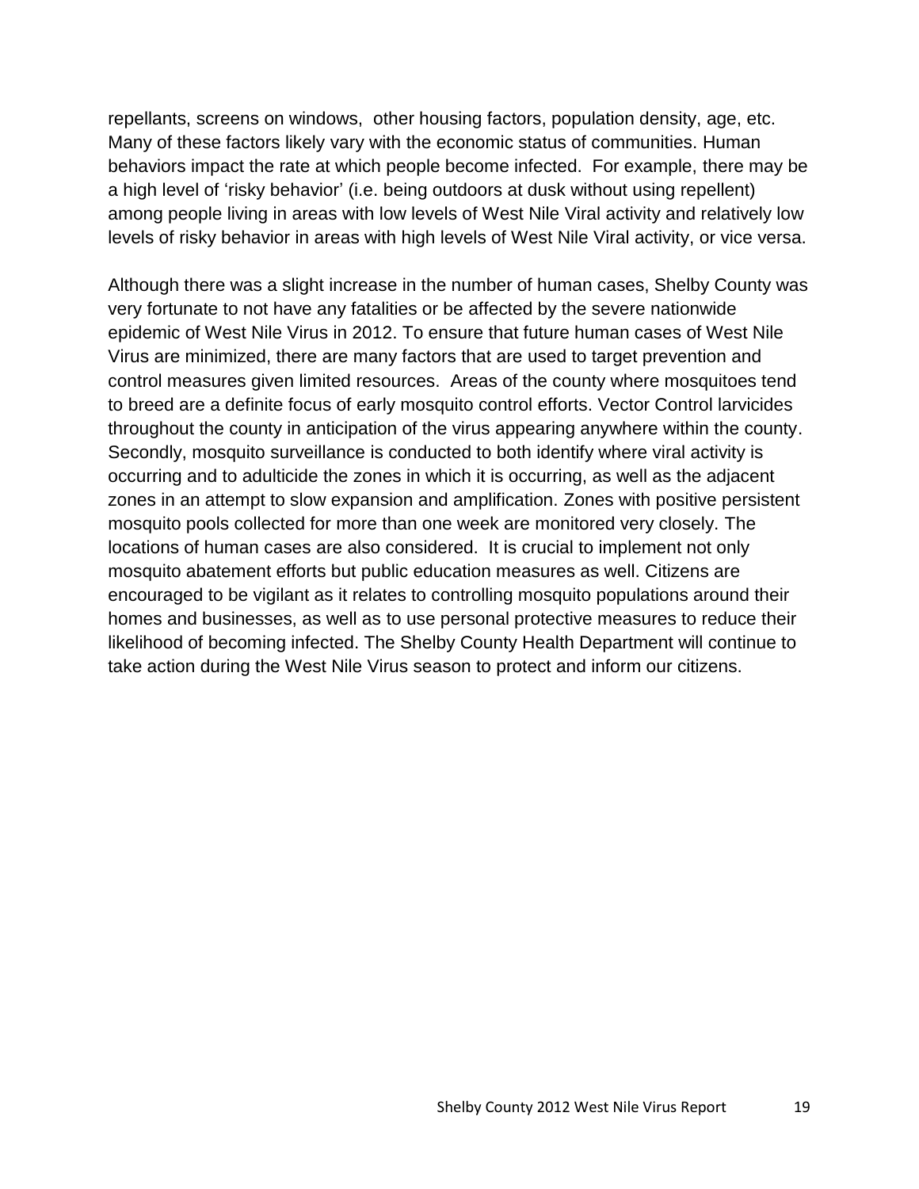repellants, screens on windows, other housing factors, population density, age, etc. Many of these factors likely vary with the economic status of communities. Human behaviors impact the rate at which people become infected. For example, there may be a high level of 'risky behavior' (i.e. being outdoors at dusk without using repellent) among people living in areas with low levels of West Nile Viral activity and relatively low levels of risky behavior in areas with high levels of West Nile Viral activity, or vice versa.

Although there was a slight increase in the number of human cases, Shelby County was very fortunate to not have any fatalities or be affected by the severe nationwide epidemic of West Nile Virus in 2012. To ensure that future human cases of West Nile Virus are minimized, there are many factors that are used to target prevention and control measures given limited resources. Areas of the county where mosquitoes tend to breed are a definite focus of early mosquito control efforts. Vector Control larvicides throughout the county in anticipation of the virus appearing anywhere within the county. Secondly, mosquito surveillance is conducted to both identify where viral activity is occurring and to adulticide the zones in which it is occurring, as well as the adjacent zones in an attempt to slow expansion and amplification. Zones with positive persistent mosquito pools collected for more than one week are monitored very closely. The locations of human cases are also considered. It is crucial to implement not only mosquito abatement efforts but public education measures as well. Citizens are encouraged to be vigilant as it relates to controlling mosquito populations around their homes and businesses, as well as to use personal protective measures to reduce their likelihood of becoming infected. The Shelby County Health Department will continue to take action during the West Nile Virus season to protect and inform our citizens.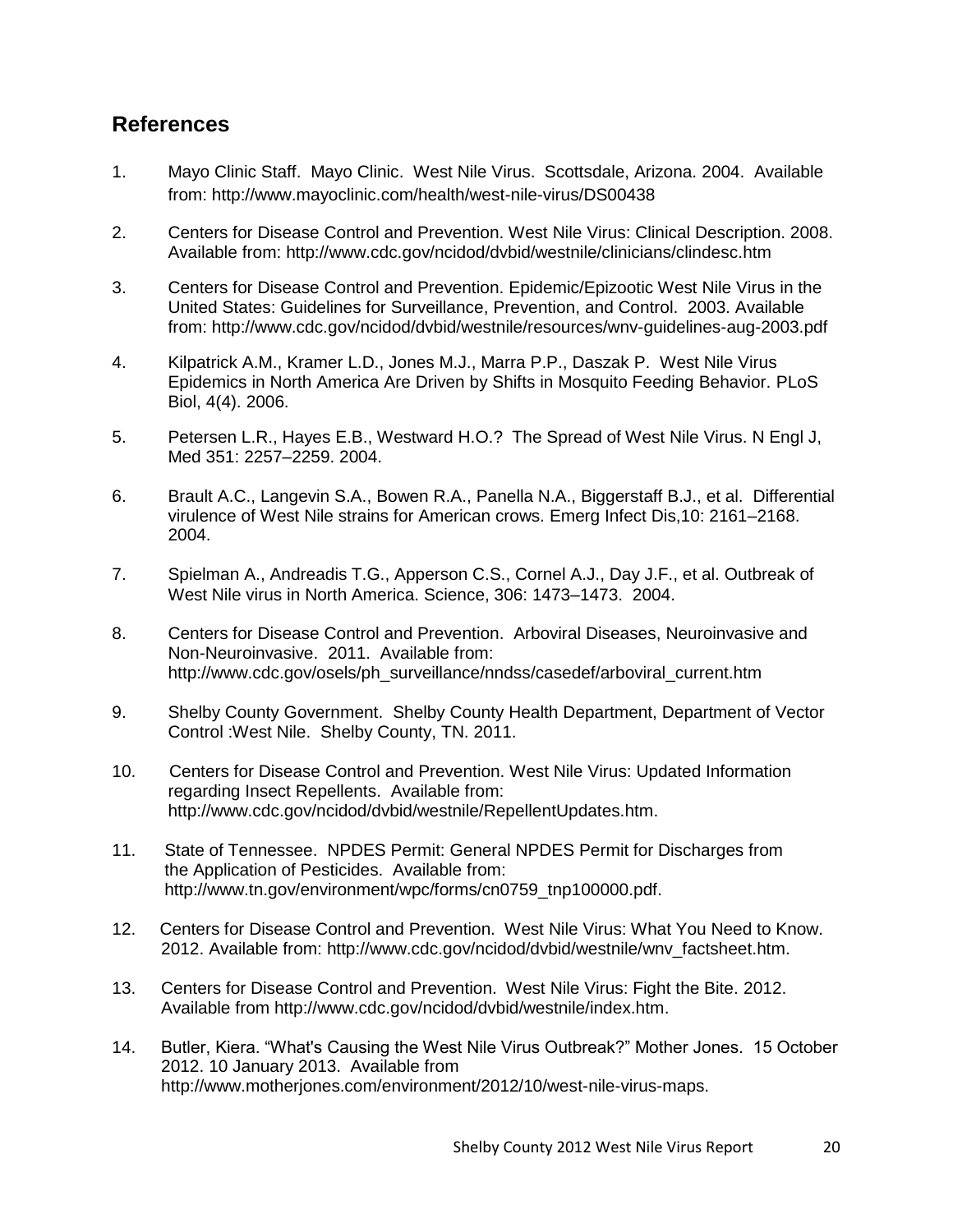## References

1. Mayo Clinic Staff. Mayo Clinic. West Nile Virus. Scottsdale, Arizona. 2004. Available from: http://www.mayoclinic.com/health/west-nile-virus/DS00438

2. Centers for Disease Control and Prevention. West Nile Virus: Clinical Description. 2008. Available from: http://www.cdc.gov/ncidod/dvbid/westnile/clinicians/clindesc.htm

3. Centers for Disease Control and Prevention. Epidemic/Epizootic West Nile Virus in the United States: Guidelines for Surveillance, Prevention, and Control. 2003. Available from: http://www.cdc.gov/ncidod/dvbid/westnile/resources/wnv-guidelines-aug-2003.pdf

4. Kilpatrick A.M., Kramer L.D., Jones M.J., Marra P.P., Daszak P. West Nile Virus Epidemics in North America Are Driven by Shifts in Mosquito Feeding Behavior. PLoS Biol, 4(4). 2006.

5. Petersen L.R., Hayes E.B., Westward H.O.? The Spread of West Nile Virus. N Engl J, Med 351: 2257–2259. 2004.

6. Brault A.C., Langevin S.A., Bowen R.A., Panella N.A., Biggerstaff B.J., et al. Differential virulence of West Nile strains for American crows. Emerg Infect Dis,10: 2161–2168. 2004.

7. Spielman A., Andreadis T.G., Apperson C.S., Cornel A.J., Day J.F., et al. Outbreak of West Nile virus in North America. Science, 306: 1473–1473. 2004.

8. Centers for Disease Control and Prevention. Arboviral Diseases, Neuroinvasive and Non-Neuroinvasive. 2011. Available from: http://www.cdc.gov/osels/ph_surveillance/nndss/casedef/arboviral_current.htm

9. Shelby County Government. Shelby County Health Department, Department of Vector Control :West Nile. Shelby County, TN. 2011.

10. Centers for Disease Control and Prevention. West Nile Virus: Updated Information regarding Insect Repellents. Available from: http://www.cdc.gov/ncidod/dvbid/westnile/RepellentUpdates.htm.

11. State of Tennessee. NPDES Permit: General NPDES Permit for Discharges from the Application of Pesticides. Available from: http://www.tn.gov/environment/wpc/forms/cn0759_tnp100000.pdf.

12. Centers for Disease Control and Prevention. West Nile Virus: What You Need to Know. 2012. Available from: http://www.cdc.gov/ncidod/dvbid/westnile/wnv_factsheet.htm.

13. Centers for Disease Control and Prevention. West Nile Virus: Fight the Bite. 2012. Available from http://www.cdc.gov/ncidod/dvbid/westnile/index.htm.

14. Butler, Kiera. "What's Causing the West Nile Virus Outbreak?" Mother Jones. 15 October 2012. 10 January 2013. Available from http://www.motherjones.com/environment/2012/10/west-nile-virus-maps.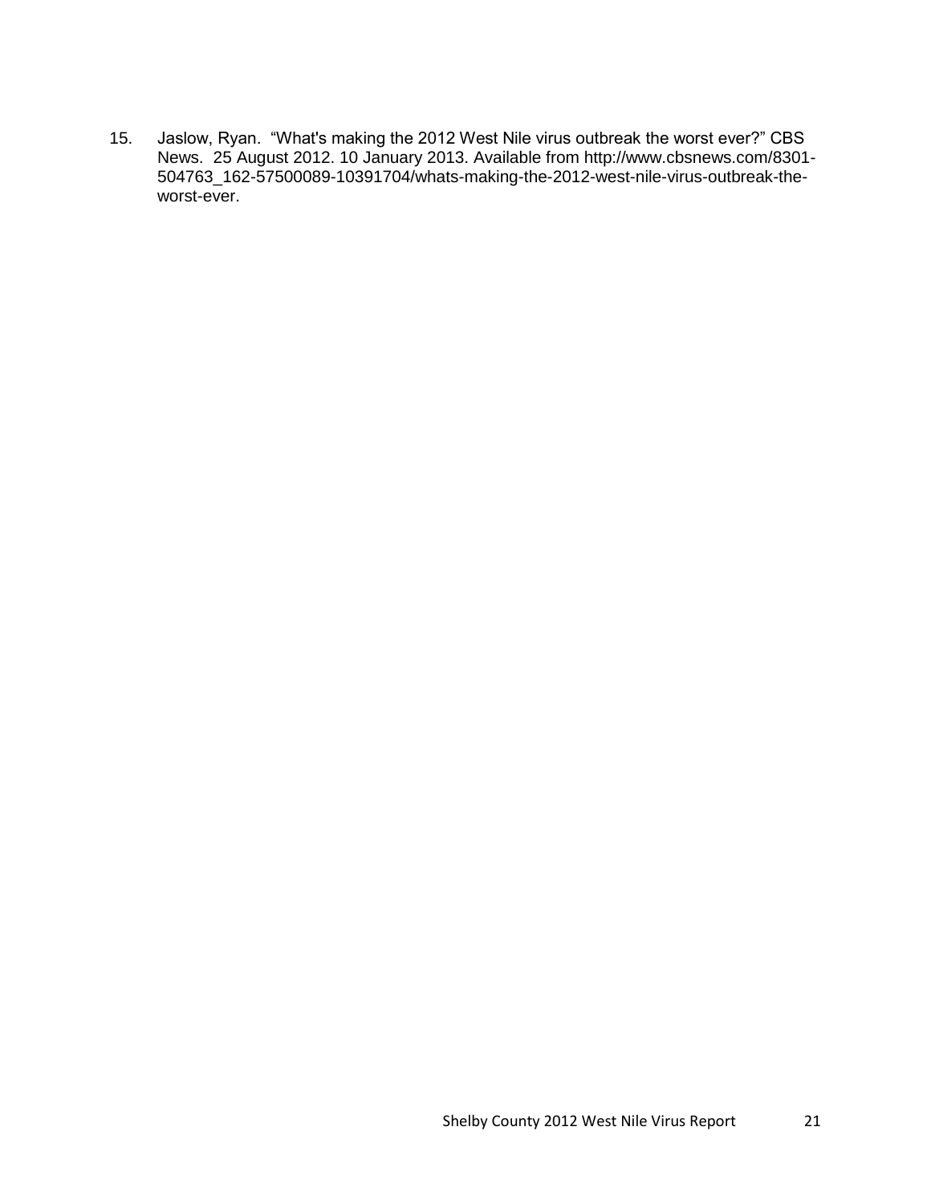15. Jaslow, Ryan. "What's making the 2012 West Nile virus outbreak the worst ever?" CBS News. 25 August 2012. 10 January 2013. Available from http://www.cbsnews.com/8301-504763_162-57500089-10391704/whats-making-the-2012-west-nile-virus-outbreak-the-worst-ever.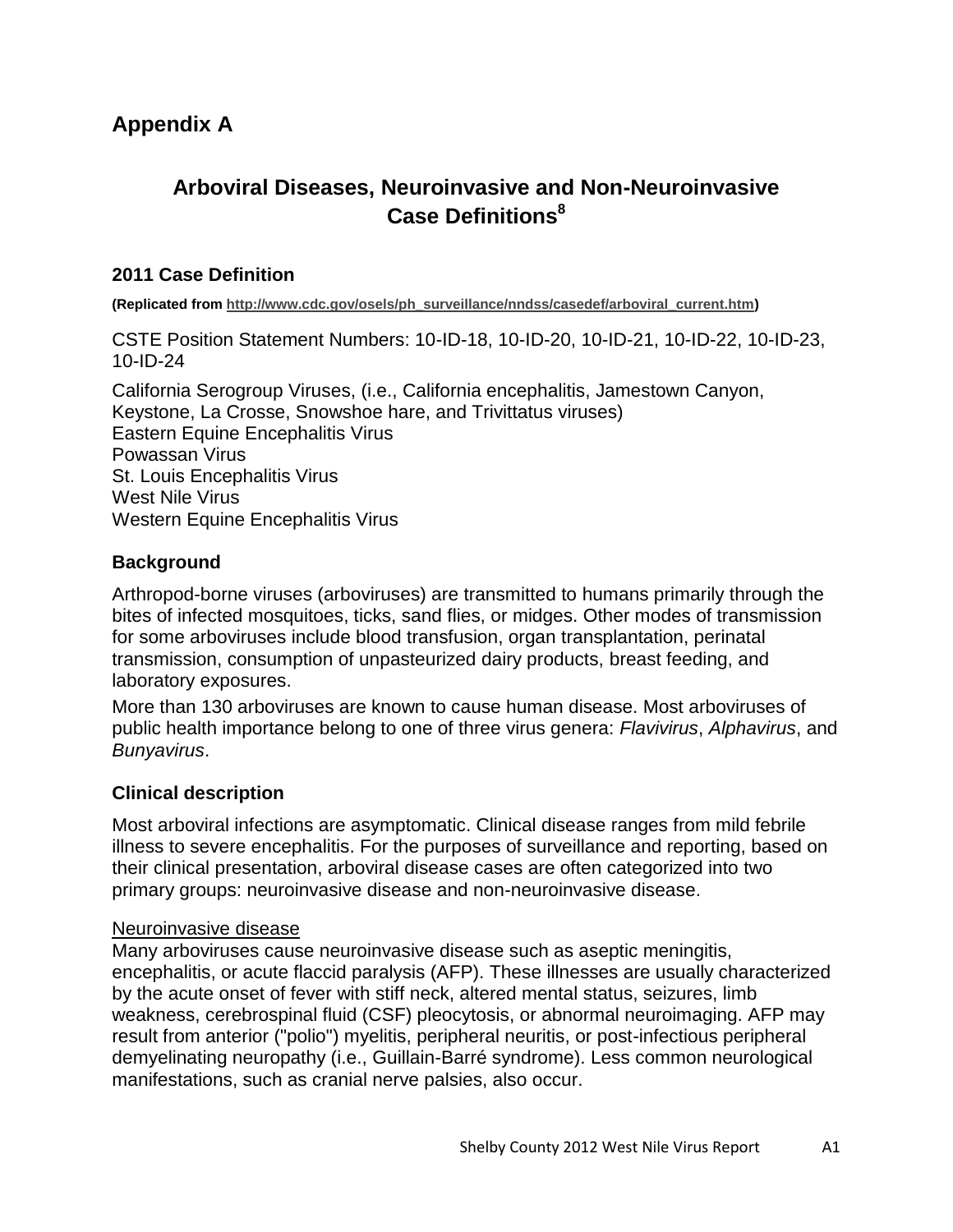# Appendix A

## Arboviral Diseases, Neuroinvasive and Non-Neuroinvasive Case Definitions[8]

### 2011 Case Definition

**(Replicated from http://www.cdc.gov/osels/ph_surveillance/nndss/casedef/arboviral_current.htm)**

CSTE Position Statement Numbers: 10-ID-18, 10-ID-20, 10-ID-21, 10-ID-22, 10-ID-23, 10-ID-24

California Serogroup Viruses, (i.e., California encephalitis, Jamestown Canyon, Keystone, La Crosse, Snowshoe hare, and Trivittatus viruses)
Eastern Equine Encephalitis Virus
Powassan Virus
St. Louis Encephalitis Virus
West Nile Virus
Western Equine Encephalitis Virus

### Background

Arthropod-borne viruses (arboviruses) are transmitted to humans primarily through the bites of infected mosquitoes, ticks, sand flies, or midges. Other modes of transmission for some arboviruses include blood transfusion, organ transplantation, perinatal transmission, consumption of unpasteurized dairy products, breast feeding, and laboratory exposures.

More than 130 arboviruses are known to cause human disease. Most arboviruses of public health importance belong to one of three virus genera: *Flavivirus*, *Alphavirus*, and *Bunyavirus*.

### Clinical description

Most arboviral infections are asymptomatic. Clinical disease ranges from mild febrile illness to severe encephalitis. For the purposes of surveillance and reporting, based on their clinical presentation, arboviral disease cases are often categorized into two primary groups: neuroinvasive disease and non-neuroinvasive disease.

<u>Neuroinvasive disease</u>
Many arboviruses cause neuroinvasive disease such as aseptic meningitis, encephalitis, or acute flaccid paralysis (AFP). These illnesses are usually characterized by the acute onset of fever with stiff neck, altered mental status, seizures, limb weakness, cerebrospinal fluid (CSF) pleocytosis, or abnormal neuroimaging. AFP may result from anterior ("polio") myelitis, peripheral neuritis, or post-infectious peripheral demyelinating neuropathy (i.e., Guillain-Barré syndrome). Less common neurological manifestations, such as cranial nerve palsies, also occur.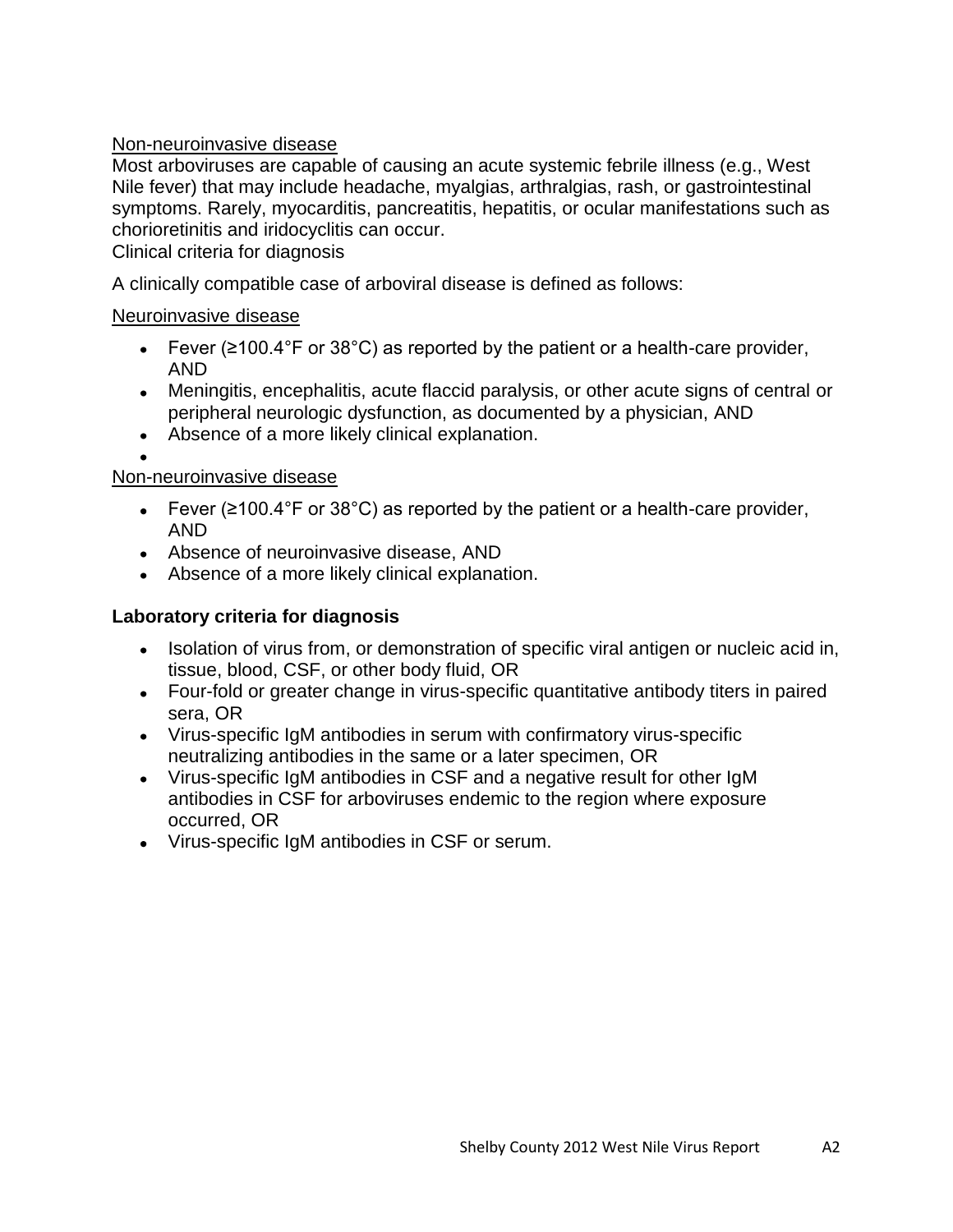Non-neuroinvasive disease

Most arboviruses are capable of causing an acute systemic febrile illness (e.g., West Nile fever) that may include headache, myalgias, arthralgias, rash, or gastrointestinal symptoms. Rarely, myocarditis, pancreatitis, hepatitis, or ocular manifestations such as chorioretinitis and iridocyclitis can occur.

Clinical criteria for diagnosis

A clinically compatible case of arboviral disease is defined as follows:

Neuroinvasive disease

- Fever (≥100.4°F or 38°C) as reported by the patient or a health-care provider, AND
- Meningitis, encephalitis, acute flaccid paralysis, or other acute signs of central or peripheral neurologic dysfunction, as documented by a physician, AND
- Absence of a more likely clinical explanation.

Non-neuroinvasive disease

- Fever (≥100.4°F or 38°C) as reported by the patient or a health-care provider, AND
- Absence of neuroinvasive disease, AND
- Absence of a more likely clinical explanation.

**Laboratory criteria for diagnosis**

- Isolation of virus from, or demonstration of specific viral antigen or nucleic acid in, tissue, blood, CSF, or other body fluid, OR
- Four-fold or greater change in virus-specific quantitative antibody titers in paired sera, OR
- Virus-specific IgM antibodies in serum with confirmatory virus-specific neutralizing antibodies in the same or a later specimen, OR
- Virus-specific IgM antibodies in CSF and a negative result for other IgM antibodies in CSF for arboviruses endemic to the region where exposure occurred, OR
- Virus-specific IgM antibodies in CSF or serum.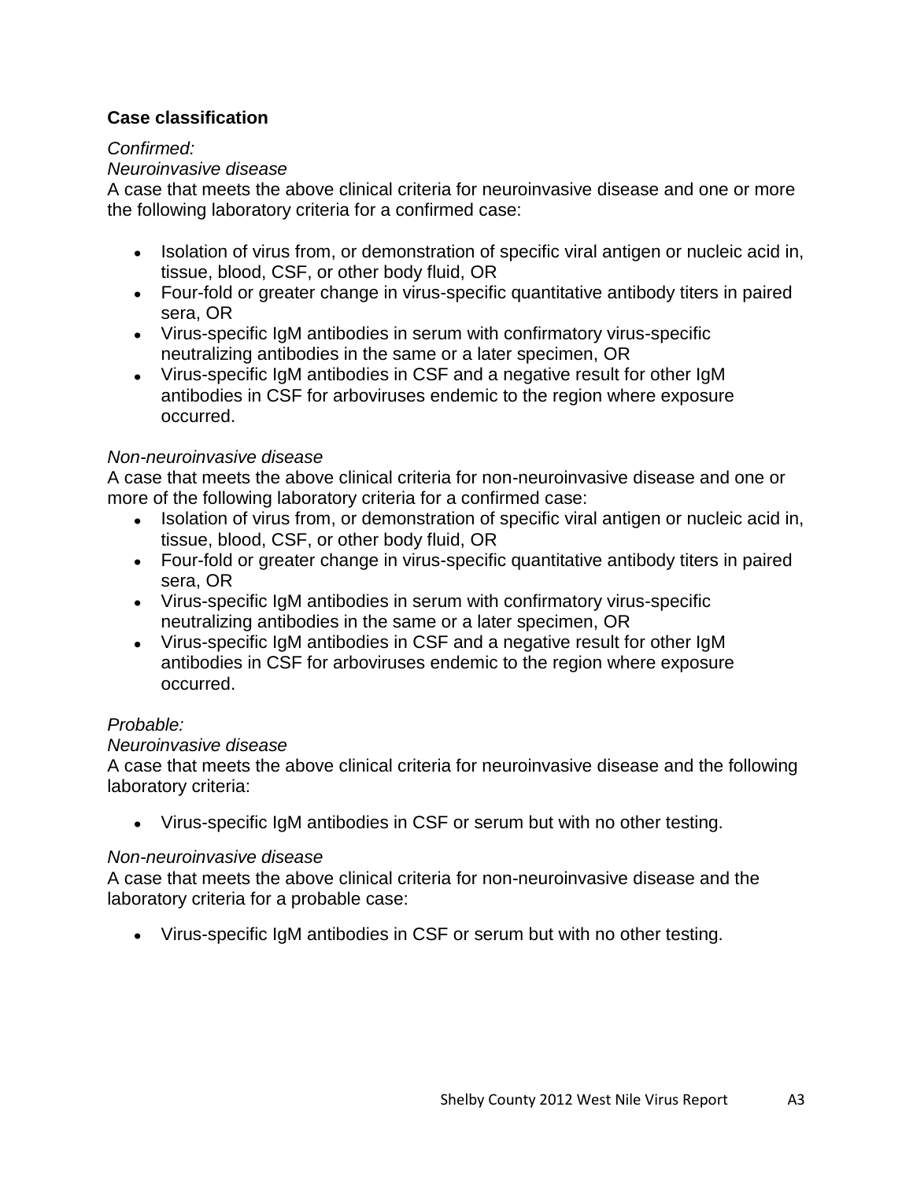**Case classification**

*Confirmed:*

*Neuroinvasive disease*

A case that meets the above clinical criteria for neuroinvasive disease and one or more the following laboratory criteria for a confirmed case:

- Isolation of virus from, or demonstration of specific viral antigen or nucleic acid in, tissue, blood, CSF, or other body fluid, OR
- Four-fold or greater change in virus-specific quantitative antibody titers in paired sera, OR
- Virus-specific IgM antibodies in serum with confirmatory virus-specific neutralizing antibodies in the same or a later specimen, OR
- Virus-specific IgM antibodies in CSF and a negative result for other IgM antibodies in CSF for arboviruses endemic to the region where exposure occurred.

*Non-neuroinvasive disease*

A case that meets the above clinical criteria for non-neuroinvasive disease and one or more of the following laboratory criteria for a confirmed case:

- Isolation of virus from, or demonstration of specific viral antigen or nucleic acid in, tissue, blood, CSF, or other body fluid, OR
- Four-fold or greater change in virus-specific quantitative antibody titers in paired sera, OR
- Virus-specific IgM antibodies in serum with confirmatory virus-specific neutralizing antibodies in the same or a later specimen, OR
- Virus-specific IgM antibodies in CSF and a negative result for other IgM antibodies in CSF for arboviruses endemic to the region where exposure occurred.

*Probable:*

*Neuroinvasive disease*

A case that meets the above clinical criteria for neuroinvasive disease and the following laboratory criteria:

- Virus-specific IgM antibodies in CSF or serum but with no other testing.

*Non-neuroinvasive disease*

A case that meets the above clinical criteria for non-neuroinvasive disease and the laboratory criteria for a probable case:

- Virus-specific IgM antibodies in CSF or serum but with no other testing.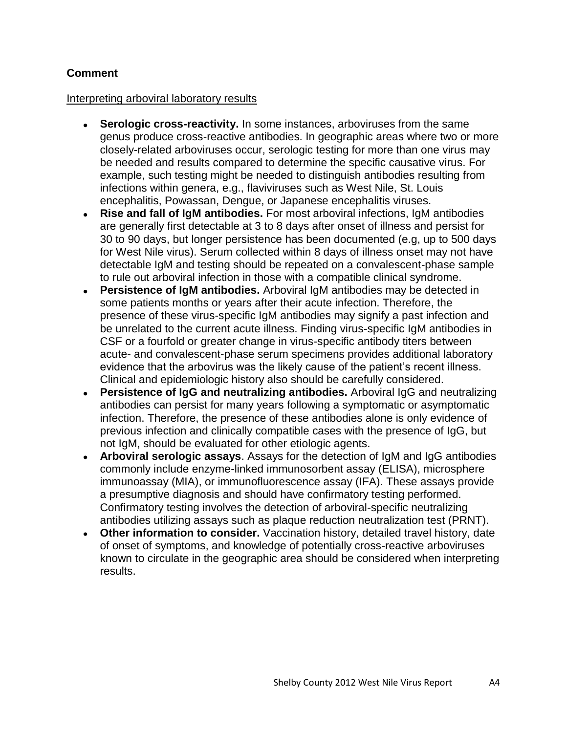## Comment

Interpreting arboviral laboratory results

- **Serologic cross-reactivity.** In some instances, arboviruses from the same genus produce cross-reactive antibodies. In geographic areas where two or more closely-related arboviruses occur, serologic testing for more than one virus may be needed and results compared to determine the specific causative virus. For example, such testing might be needed to distinguish antibodies resulting from infections within genera, e.g., flaviviruses such as West Nile, St. Louis encephalitis, Powassan, Dengue, or Japanese encephalitis viruses.
- **Rise and fall of IgM antibodies.** For most arboviral infections, IgM antibodies are generally first detectable at 3 to 8 days after onset of illness and persist for 30 to 90 days, but longer persistence has been documented (e.g, up to 500 days for West Nile virus). Serum collected within 8 days of illness onset may not have detectable IgM and testing should be repeated on a convalescent-phase sample to rule out arboviral infection in those with a compatible clinical syndrome.
- **Persistence of IgM antibodies.** Arboviral IgM antibodies may be detected in some patients months or years after their acute infection. Therefore, the presence of these virus-specific IgM antibodies may signify a past infection and be unrelated to the current acute illness. Finding virus-specific IgM antibodies in CSF or a fourfold or greater change in virus-specific antibody titers between acute- and convalescent-phase serum specimens provides additional laboratory evidence that the arbovirus was the likely cause of the patient's recent illness. Clinical and epidemiologic history also should be carefully considered.
- **Persistence of IgG and neutralizing antibodies.** Arboviral IgG and neutralizing antibodies can persist for many years following a symptomatic or asymptomatic infection. Therefore, the presence of these antibodies alone is only evidence of previous infection and clinically compatible cases with the presence of IgG, but not IgM, should be evaluated for other etiologic agents.
- **Arboviral serologic assays**. Assays for the detection of IgM and IgG antibodies commonly include enzyme-linked immunosorbent assay (ELISA), microsphere immunoassay (MIA), or immunofluorescence assay (IFA). These assays provide a presumptive diagnosis and should have confirmatory testing performed. Confirmatory testing involves the detection of arboviral-specific neutralizing antibodies utilizing assays such as plaque reduction neutralization test (PRNT).
- **Other information to consider.** Vaccination history, detailed travel history, date of onset of symptoms, and knowledge of potentially cross-reactive arboviruses known to circulate in the geographic area should be considered when interpreting results.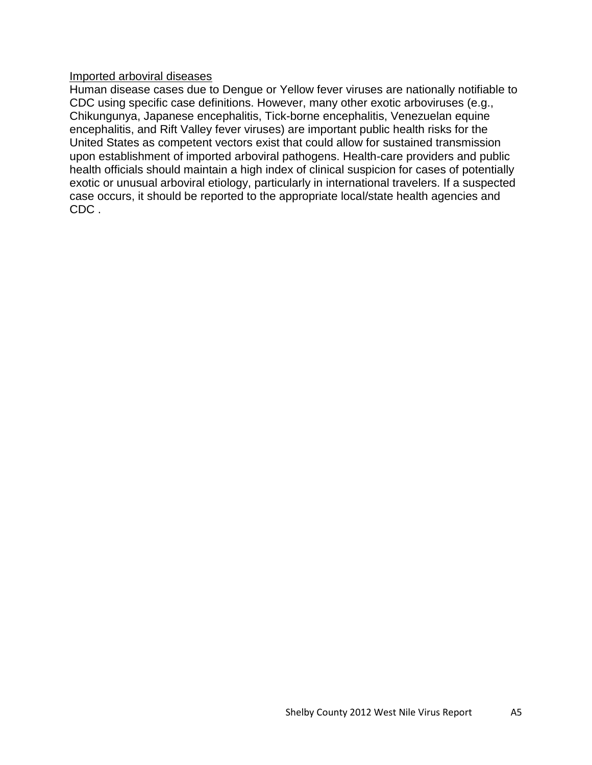Imported arboviral diseases

Human disease cases due to Dengue or Yellow fever viruses are nationally notifiable to CDC using specific case definitions. However, many other exotic arboviruses (e.g., Chikungunya, Japanese encephalitis, Tick-borne encephalitis, Venezuelan equine encephalitis, and Rift Valley fever viruses) are important public health risks for the United States as competent vectors exist that could allow for sustained transmission upon establishment of imported arboviral pathogens. Health-care providers and public health officials should maintain a high index of clinical suspicion for cases of potentially exotic or unusual arboviral etiology, particularly in international travelers. If a suspected case occurs, it should be reported to the appropriate local/state health agencies and CDC .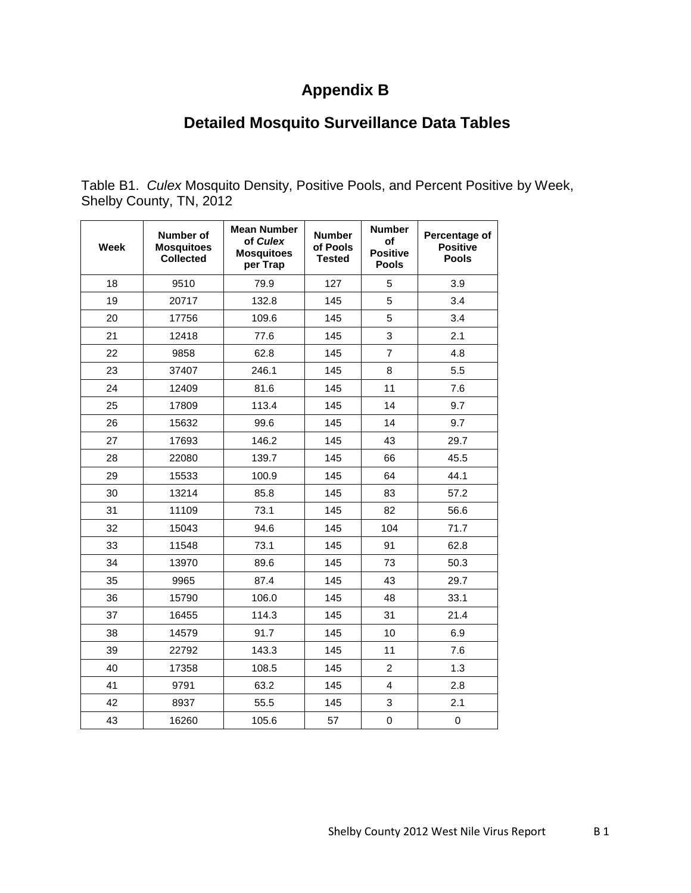# Appendix B

## Detailed Mosquito Surveillance Data Tables

Table B1. *Culex* Mosquito Density, Positive Pools, and Percent Positive by Week, Shelby County, TN, 2012

| Week | Number of Mosquitoes Collected | Mean Number of *Culex* Mosquitoes per Trap | Number of Pools Tested | Number of Positive Pools | Percentage of Positive Pools |
|---|---|---|---|---|---|
| 18 | 9510 | 79.9 | 127 | 5 | 3.9 |
| 19 | 20717 | 132.8 | 145 | 5 | 3.4 |
| 20 | 17756 | 109.6 | 145 | 5 | 3.4 |
| 21 | 12418 | 77.6 | 145 | 3 | 2.1 |
| 22 | 9858 | 62.8 | 145 | 7 | 4.8 |
| 23 | 37407 | 246.1 | 145 | 8 | 5.5 |
| 24 | 12409 | 81.6 | 145 | 11 | 7.6 |
| 25 | 17809 | 113.4 | 145 | 14 | 9.7 |
| 26 | 15632 | 99.6 | 145 | 14 | 9.7 |
| 27 | 17693 | 146.2 | 145 | 43 | 29.7 |
| 28 | 22080 | 139.7 | 145 | 66 | 45.5 |
| 29 | 15533 | 100.9 | 145 | 64 | 44.1 |
| 30 | 13214 | 85.8 | 145 | 83 | 57.2 |
| 31 | 11109 | 73.1 | 145 | 82 | 56.6 |
| 32 | 15043 | 94.6 | 145 | 104 | 71.7 |
| 33 | 11548 | 73.1 | 145 | 91 | 62.8 |
| 34 | 13970 | 89.6 | 145 | 73 | 50.3 |
| 35 | 9965 | 87.4 | 145 | 43 | 29.7 |
| 36 | 15790 | 106.0 | 145 | 48 | 33.1 |
| 37 | 16455 | 114.3 | 145 | 31 | 21.4 |
| 38 | 14579 | 91.7 | 145 | 10 | 6.9 |
| 39 | 22792 | 143.3 | 145 | 11 | 7.6 |
| 40 | 17358 | 108.5 | 145 | 2 | 1.3 |
| 41 | 9791 | 63.2 | 145 | 4 | 2.8 |
| 42 | 8937 | 55.5 | 145 | 3 | 2.1 |
| 43 | 16260 | 105.6 | 57 | 0 | 0 |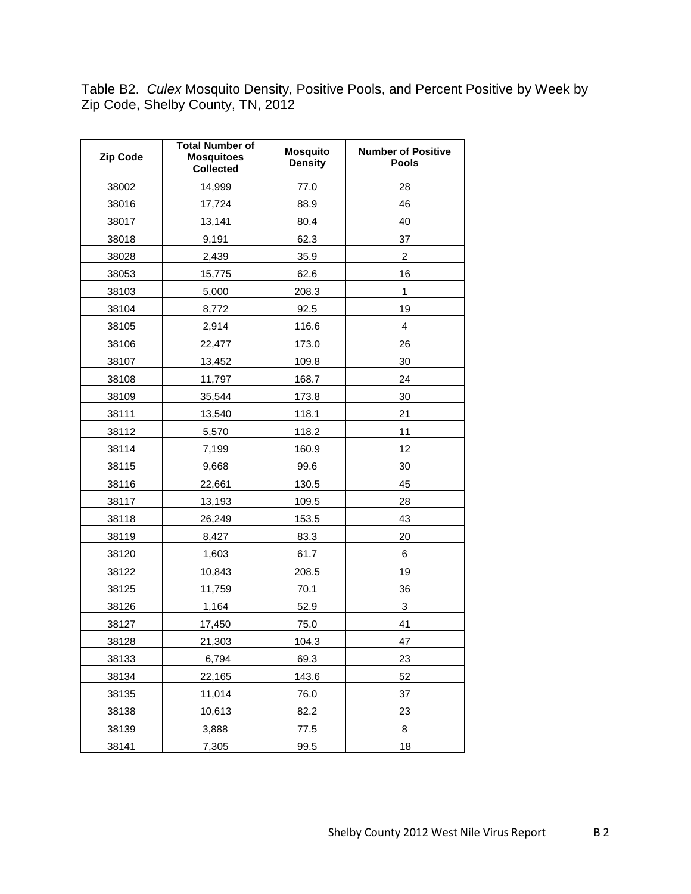Table B2. *Culex* Mosquito Density, Positive Pools, and Percent Positive by Week by Zip Code, Shelby County, TN, 2012

| Zip Code | Total Number of Mosquitoes Collected | Mosquito Density | Number of Positive Pools |
|---|---|---|---|
| 38002 | 14,999 | 77.0 | 28 |
| 38016 | 17,724 | 88.9 | 46 |
| 38017 | 13,141 | 80.4 | 40 |
| 38018 | 9,191 | 62.3 | 37 |
| 38028 | 2,439 | 35.9 | 2 |
| 38053 | 15,775 | 62.6 | 16 |
| 38103 | 5,000 | 208.3 | 1 |
| 38104 | 8,772 | 92.5 | 19 |
| 38105 | 2,914 | 116.6 | 4 |
| 38106 | 22,477 | 173.0 | 26 |
| 38107 | 13,452 | 109.8 | 30 |
| 38108 | 11,797 | 168.7 | 24 |
| 38109 | 35,544 | 173.8 | 30 |
| 38111 | 13,540 | 118.1 | 21 |
| 38112 | 5,570 | 118.2 | 11 |
| 38114 | 7,199 | 160.9 | 12 |
| 38115 | 9,668 | 99.6 | 30 |
| 38116 | 22,661 | 130.5 | 45 |
| 38117 | 13,193 | 109.5 | 28 |
| 38118 | 26,249 | 153.5 | 43 |
| 38119 | 8,427 | 83.3 | 20 |
| 38120 | 1,603 | 61.7 | 6 |
| 38122 | 10,843 | 208.5 | 19 |
| 38125 | 11,759 | 70.1 | 36 |
| 38126 | 1,164 | 52.9 | 3 |
| 38127 | 17,450 | 75.0 | 41 |
| 38128 | 21,303 | 104.3 | 47 |
| 38133 | 6,794 | 69.3 | 23 |
| 38134 | 22,165 | 143.6 | 52 |
| 38135 | 11,014 | 76.0 | 37 |
| 38138 | 10,613 | 82.2 | 23 |
| 38139 | 3,888 | 77.5 | 8 |
| 38141 | 7,305 | 99.5 | 18 |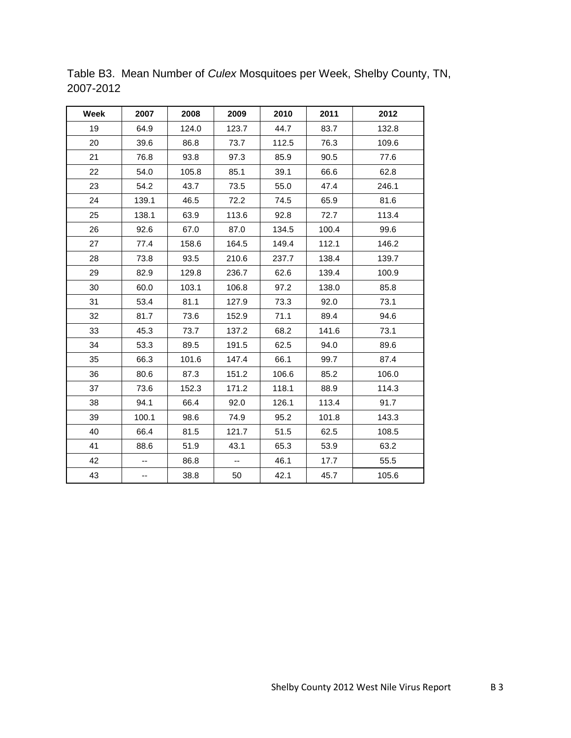Table B3. Mean Number of *Culex* Mosquitoes per Week, Shelby County, TN, 2007-2012

| Week | 2007 | 2008 | 2009 | 2010 | 2011 | 2012 |
|---|---|---|---|---|---|---|
| 19 | 64.9 | 124.0 | 123.7 | 44.7 | 83.7 | 132.8 |
| 20 | 39.6 | 86.8 | 73.7 | 112.5 | 76.3 | 109.6 |
| 21 | 76.8 | 93.8 | 97.3 | 85.9 | 90.5 | 77.6 |
| 22 | 54.0 | 105.8 | 85.1 | 39.1 | 66.6 | 62.8 |
| 23 | 54.2 | 43.7 | 73.5 | 55.0 | 47.4 | 246.1 |
| 24 | 139.1 | 46.5 | 72.2 | 74.5 | 65.9 | 81.6 |
| 25 | 138.1 | 63.9 | 113.6 | 92.8 | 72.7 | 113.4 |
| 26 | 92.6 | 67.0 | 87.0 | 134.5 | 100.4 | 99.6 |
| 27 | 77.4 | 158.6 | 164.5 | 149.4 | 112.1 | 146.2 |
| 28 | 73.8 | 93.5 | 210.6 | 237.7 | 138.4 | 139.7 |
| 29 | 82.9 | 129.8 | 236.7 | 62.6 | 139.4 | 100.9 |
| 30 | 60.0 | 103.1 | 106.8 | 97.2 | 138.0 | 85.8 |
| 31 | 53.4 | 81.1 | 127.9 | 73.3 | 92.0 | 73.1 |
| 32 | 81.7 | 73.6 | 152.9 | 71.1 | 89.4 | 94.6 |
| 33 | 45.3 | 73.7 | 137.2 | 68.2 | 141.6 | 73.1 |
| 34 | 53.3 | 89.5 | 191.5 | 62.5 | 94.0 | 89.6 |
| 35 | 66.3 | 101.6 | 147.4 | 66.1 | 99.7 | 87.4 |
| 36 | 80.6 | 87.3 | 151.2 | 106.6 | 85.2 | 106.0 |
| 37 | 73.6 | 152.3 | 171.2 | 118.1 | 88.9 | 114.3 |
| 38 | 94.1 | 66.4 | 92.0 | 126.1 | 113.4 | 91.7 |
| 39 | 100.1 | 98.6 | 74.9 | 95.2 | 101.8 | 143.3 |
| 40 | 66.4 | 81.5 | 121.7 | 51.5 | 62.5 | 108.5 |
| 41 | 88.6 | 51.9 | 43.1 | 65.3 | 53.9 | 63.2 |
| 42 | -- | 86.8 | -- | 46.1 | 17.7 | 55.5 |
| 43 | -- | 38.8 | 50 | 42.1 | 45.7 | 105.6 |